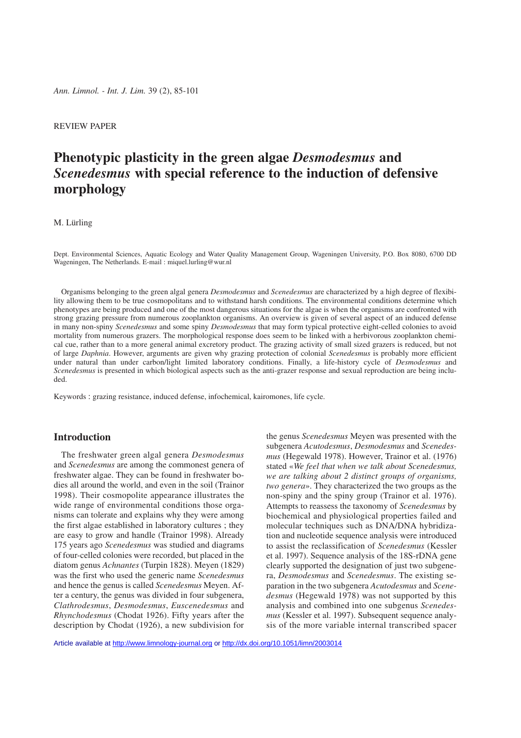REVIEW PAPER

# Phenotypic plasticity in the green algae *Desmodesmus* and *Scenedesmus* with special reference to the induction of defensive morphology

M. Lürling

Dept. Environmental Sciences, Aquatic Ecology and Water Quality Management Group, Wageningen University, P.O. Box 8080, 6700 DD Wageningen, The Netherlands. E-mail : miquel.lurling@wur.nl

Organisms belonging to the green algal genera *Desmodesmus* and *Scenedesmus* are characterized by a high degree of flexibility allowing them to be true cosmopolitans and to withstand harsh conditions. The environmental conditions determine which phenotypes are being produced and one of the most dangerous situations for the algae is when the organisms are confronted with strong grazing pressure from numerous zooplankton organisms. An overview is given of several aspect of an induced defense in many non-spiny *Scenedesmus* and some spiny *Desmodesmus* that may form typical protective eight-celled colonies to avoid mortality from numerous grazers. The morphological response does seem to be linked with a herbivorous zooplankton chemical cue, rather than to a more general animal excretory product. The grazing activity of small sized grazers is reduced, but not of large *Daphnia*. However, arguments are given why grazing protection of colonial *Scenedesmus* is probably more efficient under natural than under carbon/light limited laboratory conditions. Finally, a life-history cycle of *Desmodesmus* and *Scenedesmus* is presented in which biological aspects such as the anti-grazer response and sexual reproduction are being included.

Keywords : grazing resistance, induced defense, infochemical, kairomones, life cycle.

## Introduction

The freshwater green algal genera *Desmodesmus* and *Scenedesmus* are among the commonest genera of freshwater algae. They can be found in freshwater bodies all around the world, and even in the soil (Trainor 1998). Their cosmopolite appearance illustrates the wide range of environmental conditions those organisms can tolerate and explains why they were among the first algae established in laboratory cultures ; they are easy to grow and handle (Trainor 1998). Already 175 years ago *Scenedesmus* was studied and diagrams of four-celled colonies were recorded, but placed in the diatom genus *Achnantes* (Turpin 1828). Meyen (1829) was the first who used the generic name *Scenedesmus* and hence the genus is called *Scenedesmus* Meyen. After a century, the genus was divided in four subgenera, *Clathrodesmus*, *Desmodesmus*, *Euscenedesmus* and *Rhynchodesmus* (Chodat 1926). Fifty years after the description by Chodat (1926), a new subdivision for the genus *Scenedesmus* Meyen was presented with the subgenera *Acutodesmus*, *Desmodesmus* and *Scenedesmus* (Hegewald 1978). However, Trainor et al. (1976) stated «*We feel that when we talk about Scenedesmus, we are talking about 2 distinct groups of organisms, two genera*». They characterized the two groups as the non-spiny and the spiny group (Trainor et al. 1976). Attempts to reassess the taxonomy of *Scenedesmus* by biochemical and physiological properties failed and molecular techniques such as DNA/DNA hybridization and nucleotide sequence analysis were introduced to assist the reclassification of *Scenedesmus* (Kessler et al. 1997). Sequence analysis of the 18S-rDNA gene clearly supported the designation of just two subgenera, *Desmodesmus* and *Scenedesmus*. The existing separation in the two subgenera *Acutodesmus* and *Scenedesmus* (Hegewald 1978) was not supported by this analysis and combined into one subgenus *Scenedesmus* (Kessler et al. 1997). Subsequent sequence analysis of the more variable internal transcribed spacer

Article available at http://www.limnology-journal.org or http://dx.doi.org/10.1051/limn/2003014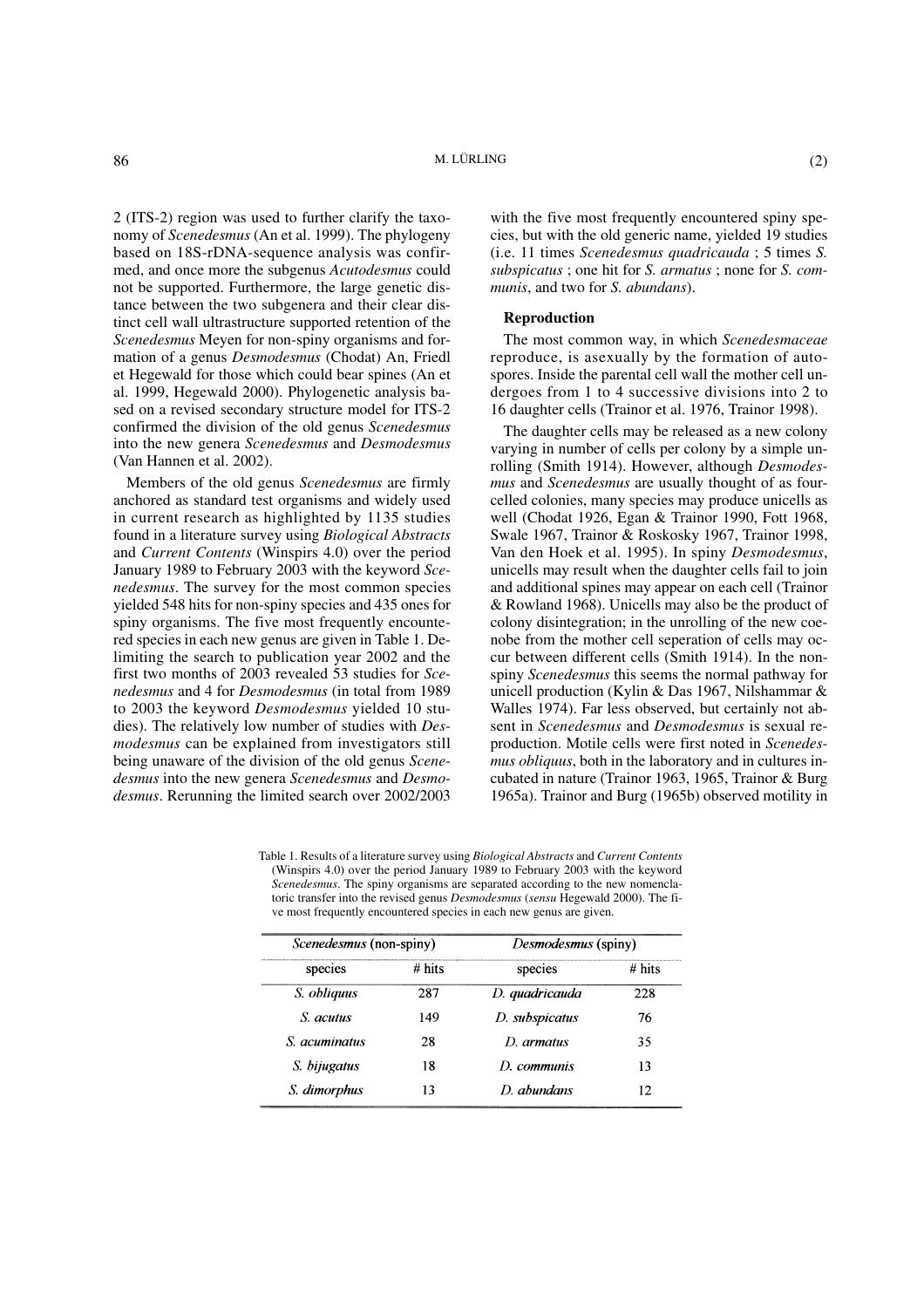2 (ITS-2) region was used to further clarify the taxonomy of *Scenedesmus* (An et al. 1999). The phylogeny based on 18S-rDNA-sequence analysis was confirmed, and once more the subgenus *Acutodesmus* could not be supported. Furthermore, the large genetic distance between the two subgenera and their clear distinct cell wall ultrastructure supported retention of the *Scenedesmus* Meyen for non-spiny organisms and formation of a genus *Desmodesmus* (Chodat) An, Friedl et Hegewald for those which could bear spines (An et al. 1999, Hegewald 2000). Phylogenetic analysis based on a revised secondary structure model for ITS-2 confirmed the division of the old genus *Scenedesmus* into the new genera *Scenedesmus* and *Desmodesmus* (Van Hannen et al. 2002).

Members of the old genus *Scenedesmus* are firmly anchored as standard test organisms and widely used in current research as highlighted by 1135 studies found in a literature survey using *Biological Abstracts* and *Current Contents* (Winspirs 4.0) over the period January 1989 to February 2003 with the keyword *Scenedesmus*. The survey for the most common species yielded 548 hits for non-spiny species and 435 ones for spiny organisms. The five most frequently encountered species in each new genus are given in Table 1. Delimiting the search to publication year 2002 and the first two months of 2003 revealed 53 studies for *Scenedesmus* and 4 for *Desmodesmus* (in total from 1989 to 2003 the keyword *Desmodesmus* yielded 10 studies). The relatively low number of studies with *Desmodesmus* can be explained from investigators still being unaware of the division of the old genus *Scenedesmus* into the new genera *Scenedesmus* and *Desmodesmus*. Rerunning the limited search over 2002/2003 with the five most frequently encountered spiny species, but with the old generic name, yielded 19 studies (i.e. 11 times *Scenedesmus quadricauda* ; 5 times *S. subspicatus* ; one hit for *S. armatus* ; none for *S. communis*, and two for *S. abundans*).

### Reproduction

The most common way, in which *Scenedesmaceae* reproduce, is asexually by the formation of autospores. Inside the parental cell wall the mother cell undergoes from 1 to 4 successive divisions into 2 to 16 daughter cells (Trainor et al. 1976, Trainor 1998).

The daughter cells may be released as a new colony varying in number of cells per colony by a simple unrolling (Smith 1914). However, although *Desmodesmus* and *Scenedesmus* are usually thought of as four-celled colonies, many species may produce unicells as well (Chodat 1926, Egan & Trainor 1990, Fott 1968, Swale 1967, Trainor & Roskosky 1967, Trainor 1998, Van den Hoek et al. 1995). In spiny *Desmodesmus*, unicells may result when the daughter cells fail to join and additional spines may appear on each cell (Trainor & Rowland 1968). Unicells may also be the product of colony disintegration; in the unrolling of the new coenobe from the mother cell seperation of cells may occur between different cells (Smith 1914). In the non-spiny *Scenedesmus* this seems the normal pathway for unicell production (Kylin & Das 1967, Nilshammar & Walles 1974). Far less observed, but certainly not absent in *Scenedesmus* and *Desmodesmus* is sexual reproduction. Motile cells were first noted in *Scenedesmus obliquus*, both in the laboratory and in cultures incubated in nature (Trainor 1963, 1965, Trainor & Burg 1965a). Trainor and Burg (1965b) observed motility in

Table 1. Results of a literature survey using *Biological Abstracts* and *Current Contents* (Winspirs 4.0) over the period January 1989 to February 2003 with the keyword *Scenedesmus*. The spiny organisms are separated according to the new nomenclatoric transfer into the revised genus *Desmodesmus* (*sensu* Hegewald 2000). The five most frequently encountered species in each new genus are given.

| *Scenedesmus* (non-spiny) | | *Desmodesmus* (spiny) | |
|---|---|---|---|
| species | # hits | species | # hits |
| *S. obliquus* | 287 | *D. quadricauda* | 228 |
| *S. acutus* | 149 | *D. subspicatus* | 76 |
| *S. acuminatus* | 28 | *D. armatus* | 35 |
| *S. bijugatus* | 18 | *D. communis* | 13 |
| *S. dimorphus* | 13 | *D. abundans* | 12 |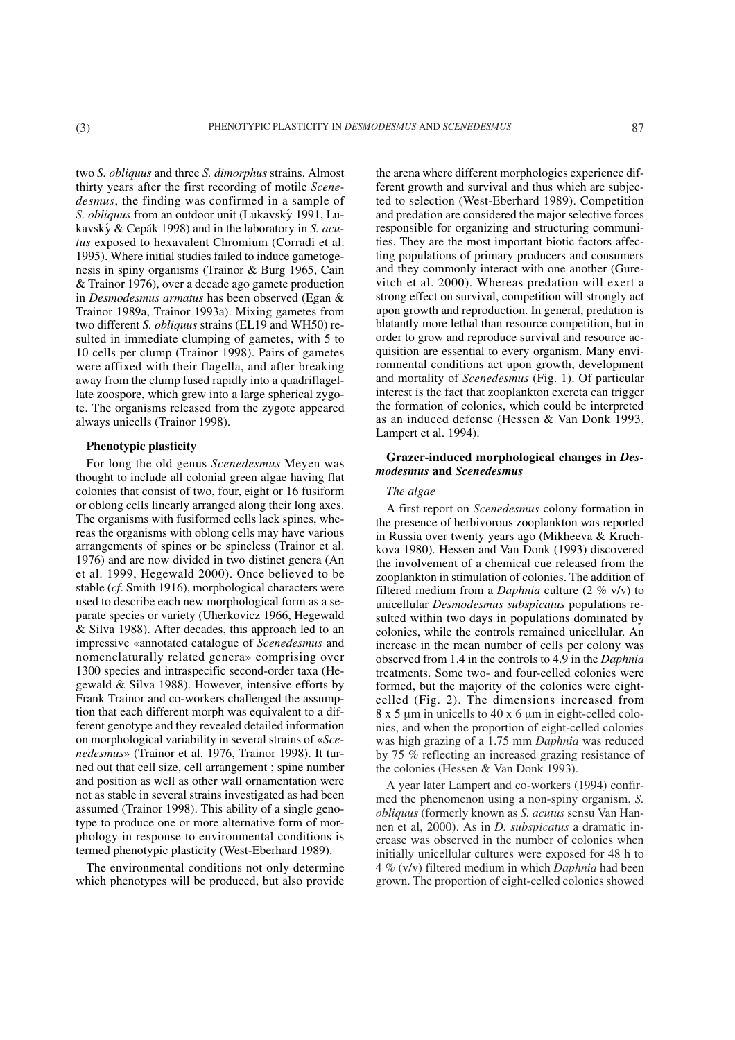two *S. obliquus* and three *S. dimorphus* strains. Almost thirty years after the first recording of motile *Scenedesmus*, the finding was confirmed in a sample of *S. obliquus* from an outdoor unit (Lukavský 1991, Lukavský & Cepák 1998) and in the laboratory in *S. acutus* exposed to hexavalent Chromium (Corradi et al. 1995). Where initial studies failed to induce gametogenesis in spiny organisms (Trainor & Burg 1965, Cain & Trainor 1976), over a decade ago gamete production in *Desmodesmus armatus* has been observed (Egan & Trainor 1989a, Trainor 1993a). Mixing gametes from two different *S. obliquus* strains (EL19 and WH50) resulted in immediate clumping of gametes, with 5 to 10 cells per clump (Trainor 1998). Pairs of gametes were affixed with their flagella, and after breaking away from the clump fused rapidly into a quadriflagellate zoospore, which grew into a large spherical zygote. The organisms released from the zygote appeared always unicells (Trainor 1998).

### Phenotypic plasticity

For long the old genus *Scenedesmus* Meyen was thought to include all colonial green algae having flat colonies that consist of two, four, eight or 16 fusiform or oblong cells linearly arranged along their long axes. The organisms with fusiformed cells lack spines, whereas the organisms with oblong cells may have various arrangements of spines or be spineless (Trainor et al. 1976) and are now divided in two distinct genera (An et al. 1999, Hegewald 2000). Once believed to be stable (*cf*. Smith 1916), morphological characters were used to describe each new morphological form as a separate species or variety (Uherkovicz 1966, Hegewald & Silva 1988). After decades, this approach led to an impressive «annotated catalogue of *Scenedesmus* and nomenclaturally related genera» comprising over 1300 species and intraspecific second-order taxa (Hegewald & Silva 1988). However, intensive efforts by Frank Trainor and co-workers challenged the assumption that each different morph was equivalent to a different genotype and they revealed detailed information on morphological variability in several strains of «*Scenedesmus*» (Trainor et al. 1976, Trainor 1998). It turned out that cell size, cell arrangement ; spine number and position as well as other wall ornamentation were not as stable in several strains investigated as had been assumed (Trainor 1998). This ability of a single genotype to produce one or more alternative form of morphology in response to environmental conditions is termed phenotypic plasticity (West-Eberhard 1989).

The environmental conditions not only determine which phenotypes will be produced, but also provide the arena where different morphologies experience different growth and survival and thus which are subjected to selection (West-Eberhard 1989). Competition and predation are considered the major selective forces responsible for organizing and structuring communities. They are the most important biotic factors affecting populations of primary producers and consumers and they commonly interact with one another (Gurevitch et al. 2000). Whereas predation will exert a strong effect on survival, competition will strongly act upon growth and reproduction. In general, predation is blatantly more lethal than resource competition, but in order to grow and reproduce survival and resource acquisition are essential to every organism. Many environmental conditions act upon growth, development and mortality of *Scenedesmus* (Fig. 1). Of particular interest is the fact that zooplankton excreta can trigger the formation of colonies, which could be interpreted as an induced defense (Hessen & Van Donk 1993, Lampert et al. 1994).

### Grazer-induced morphological changes in *Desmodesmus* and *Scenedesmus*

#### *The algae*

A first report on *Scenedesmus* colony formation in the presence of herbivorous zooplankton was reported in Russia over twenty years ago (Mikheeva & Kruchkova 1980). Hessen and Van Donk (1993) discovered the involvement of a chemical cue released from the zooplankton in stimulation of colonies. The addition of filtered medium from a *Daphnia* culture (2 % v/v) to unicellular *Desmodesmus subspicatus* populations resulted within two days in populations dominated by colonies, while the controls remained unicellular. An increase in the mean number of cells per colony was observed from 1.4 in the controls to 4.9 in the *Daphnia* treatments. Some two- and four-celled colonies were formed, but the majority of the colonies were eight-celled (Fig. 2). The dimensions increased from 8 x 5 μm in unicells to 40 x 6 μm in eight-celled colonies, and when the proportion of eight-celled colonies was high grazing of a 1.75 mm *Daphnia* was reduced by 75 % reflecting an increased grazing resistance of the colonies (Hessen & Van Donk 1993).

A year later Lampert and co-workers (1994) confirmed the phenomenon using a non-spiny organism, *S. obliquus* (formerly known as *S. acutus* sensu Van Hannen et al, 2000). As in *D. subspicatus* a dramatic increase was observed in the number of colonies when initially unicellular cultures were exposed for 48 h to 4 % (v/v) filtered medium in which *Daphnia* had been grown. The proportion of eight-celled colonies showed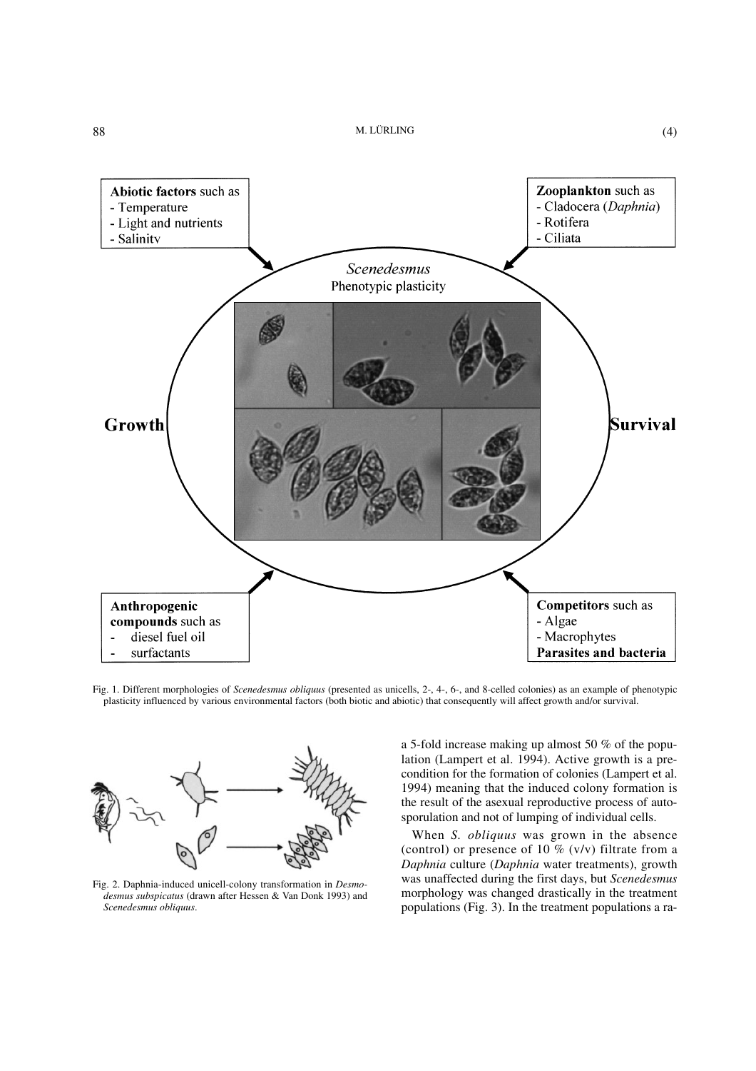Fig. 1. Different morphologies of *Scenedesmus obliquus* (presented as unicells, 2-, 4-, 6-, and 8-celled colonies) as an example of phenotypic plasticity influenced by various environmental factors (both biotic and abiotic) that consequently will affect growth and/or survival.

Fig. 2. Daphnia-induced unicell-colony transformation in *Desmodesmus subspicatus* (drawn after Hessen & Van Donk 1993) and *Scenedesmus obliquus*.

a 5-fold increase making up almost 50 % of the population (Lampert et al. 1994). Active growth is a precondition for the formation of colonies (Lampert et al. 1994) meaning that the induced colony formation is the result of the asexual reproductive process of autosporulation and not of lumping of individual cells.

When *S. obliquus* was grown in the absence (control) or presence of 10 % (v/v) filtrate from a *Daphnia* culture (*Daphnia* water treatments), growth was unaffected during the first days, but *Scenedesmus* morphology was changed drastically in the treatment populations (Fig. 3). In the treatment populations a ra-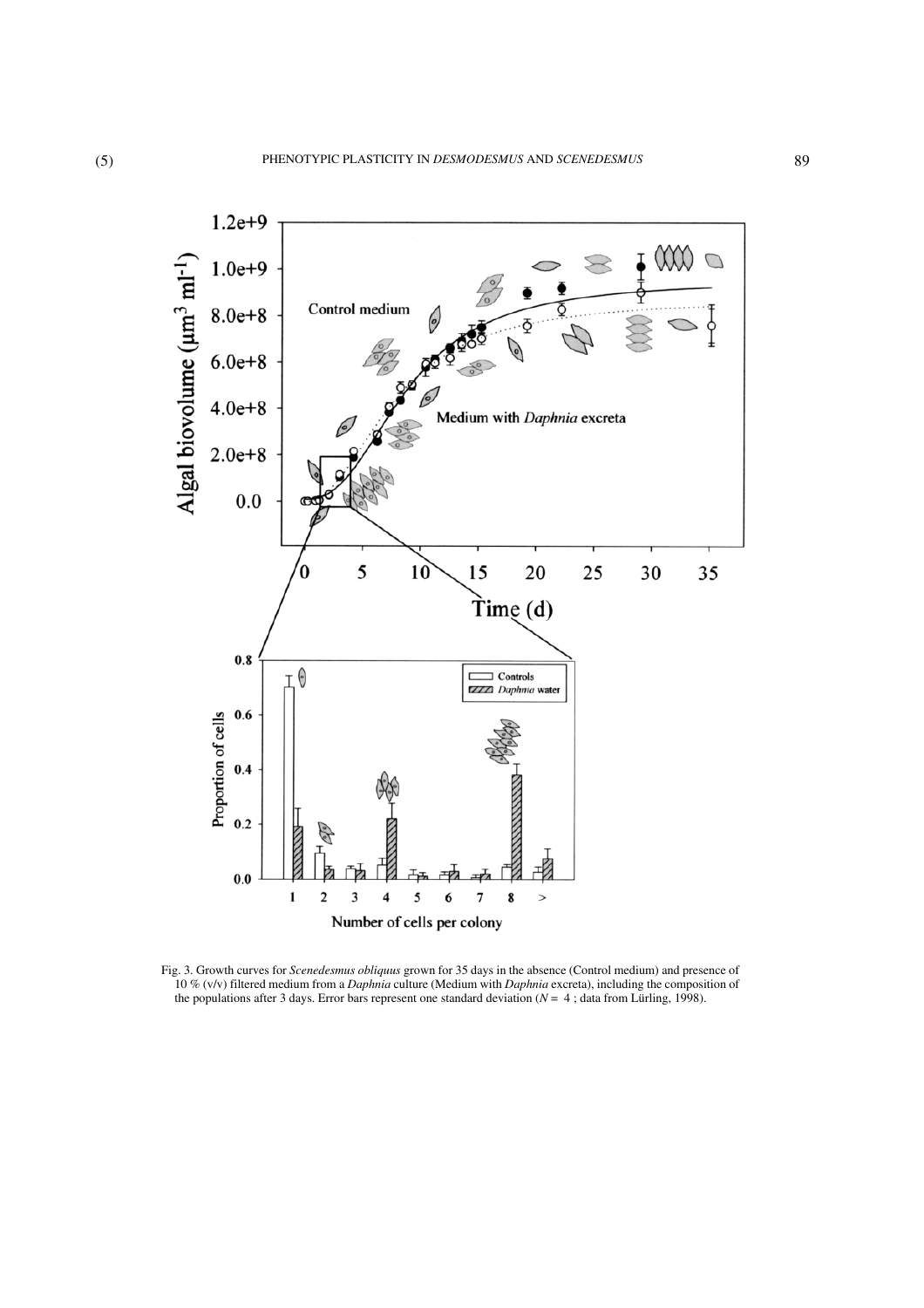Fig. 3. Growth curves for *Scenedesmus obliquus* grown for 35 days in the absence (Control medium) and presence of 10 % (v/v) filtered medium from a *Daphnia* culture (Medium with *Daphnia* excreta), including the composition of the populations after 3 days. Error bars represent one standard deviation ($N = 4$ ; data from Lürling, 1998).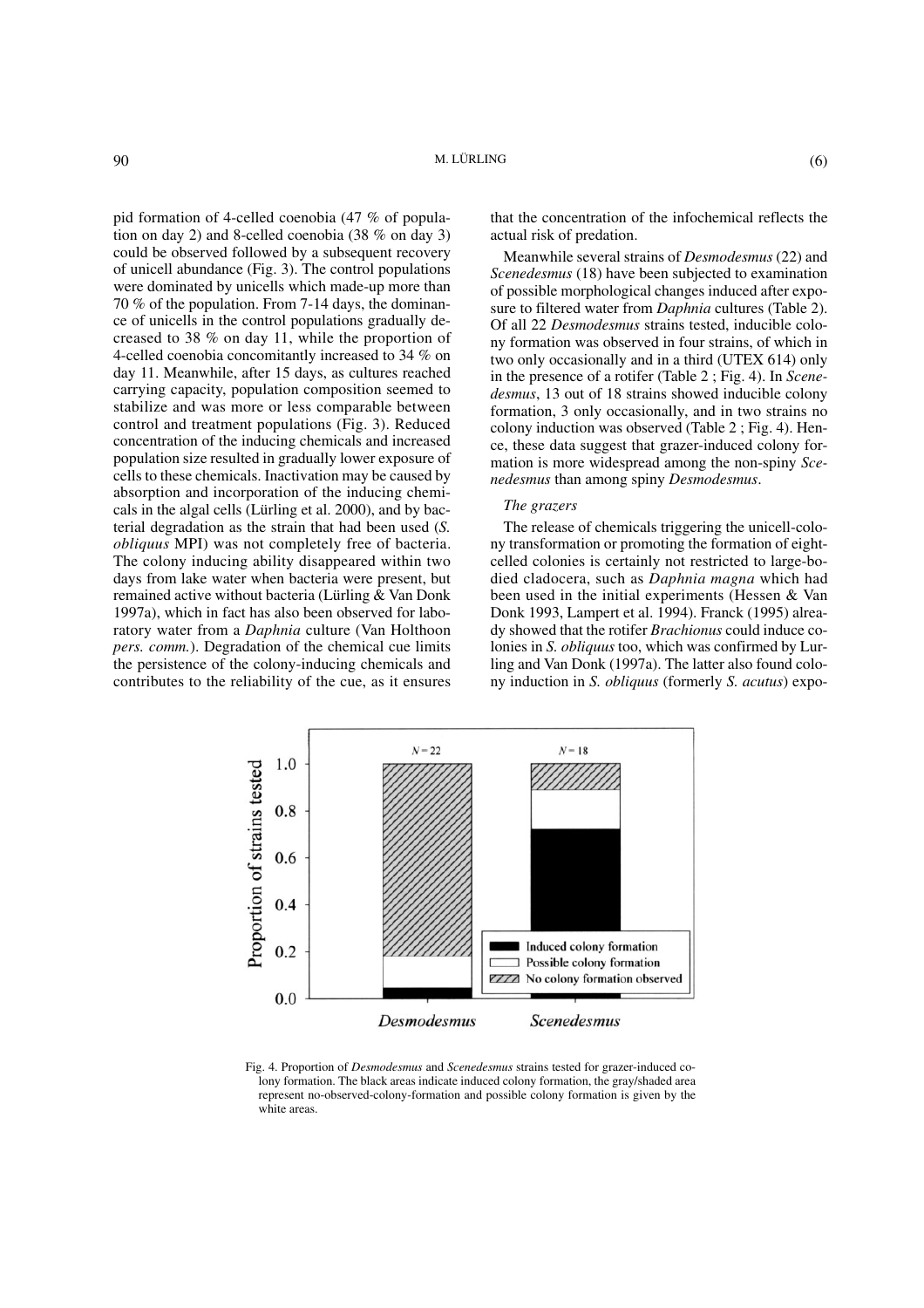pid formation of 4-celled coenobia (47 % of population on day 2) and 8-celled coenobia (38 % on day 3) could be observed followed by a subsequent recovery of unicell abundance (Fig. 3). The control populations were dominated by unicells which made-up more than 70 % of the population. From 7-14 days, the dominance of unicells in the control populations gradually decreased to 38 % on day 11, while the proportion of 4-celled coenobia concomitantly increased to 34 % on day 11. Meanwhile, after 15 days, as cultures reached carrying capacity, population composition seemed to stabilize and was more or less comparable between control and treatment populations (Fig. 3). Reduced concentration of the inducing chemicals and increased population size resulted in gradually lower exposure of cells to these chemicals. Inactivation may be caused by absorption and incorporation of the inducing chemicals in the algal cells (Lürling et al. 2000), and by bacterial degradation as the strain that had been used (*S. obliquus* MPI) was not completely free of bacteria. The colony inducing ability disappeared within two days from lake water when bacteria were present, but remained active without bacteria (Lürling & Van Donk 1997a), which in fact has also been observed for laboratory water from a *Daphnia* culture (Van Holthoon *pers. comm.*). Degradation of the chemical cue limits the persistence of the colony-inducing chemicals and contributes to the reliability of the cue, as it ensures that the concentration of the infochemical reflects the actual risk of predation.

Meanwhile several strains of *Desmodesmus* (22) and *Scenedesmus* (18) have been subjected to examination of possible morphological changes induced after exposure to filtered water from *Daphnia* cultures (Table 2). Of all 22 *Desmodesmus* strains tested, inducible colony formation was observed in four strains, of which in two only occasionally and in a third (UTEX 614) only in the presence of a rotifer (Table 2 ; Fig. 4). In *Scenedesmus*, 13 out of 18 strains showed inducible colony formation, 3 only occasionally, and in two strains no colony induction was observed (Table 2 ; Fig. 4). Hence, these data suggest that grazer-induced colony formation is more widespread among the non-spiny *Scenedesmus* than among spiny *Desmodesmus*.

### *The grazers*

The release of chemicals triggering the unicell-colony transformation or promoting the formation of eight-celled colonies is certainly not restricted to large-bodied cladocera, such as *Daphnia magna* which had been used in the initial experiments (Hessen & Van Donk 1993, Lampert et al. 1994). Franck (1995) already showed that the rotifer *Brachionus* could induce colonies in *S. obliquus* too, which was confirmed by Lurling and Van Donk (1997a). The latter also found colony induction in *S. obliquus* (formerly *S. acutus*) expo-

Fig. 4. Proportion of *Desmodesmus* and *Scenedesmus* strains tested for grazer-induced colony formation. The black areas indicate induced colony formation, the gray/shaded area represent no-observed-colony-formation and possible colony formation is given by the white areas.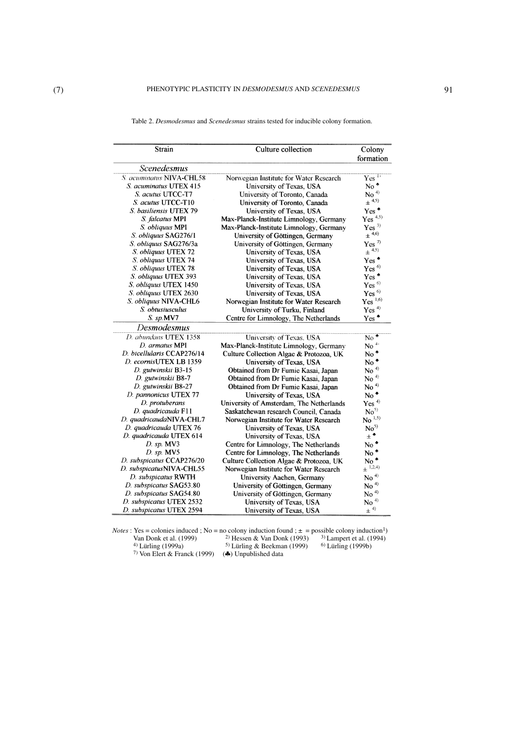Table 2. *Desmodesmus* and *Scenedesmus* strains tested for inducible colony formation.

| Strain | Culture collection | Colony formation |
|---|---|---|
| ***Scenedesmus*** | | |
| *S. acuminatus* NIVA-CHL58 | Norwegian Institute for Water Research | Yes [1] |
| *S. acuminatus* UTEX 415 | University of Texas, USA | No ♣ |
| *S. acutus* UTCC-T7 | University of Toronto, Canada | No [4] |
| *S. acutus* UTCC-T10 | University of Toronto, Canada | ± [4,5] |
| *S. basiliensis* UTEX 79 | University of Texas, USA | Yes ♣ |
| *S. falcatus* MPI | Max-Planck-Institute Limnology, Germany | Yes [4,5] |
| *S. obliquus* MPI | Max-Planck-Institute Limnology, Germany | Yes [3] |
| *S. obliquus* SAG276/1 | University of Göttingen, Germany | ± [4,6] |
| *S. obliquus* SAG276/3a | University of Göttingen, Germany | Yes [7] |
| *S. obliquus* UTEX 72 | University of Texas, USA | ± [4,5] |
| *S. obliquus* UTEX 74 | University of Texas, USA | Yes ♣ |
| *S. obliquus* UTEX 78 | University of Texas, USA | Yes [6] |
| *S. obliquus* UTEX 393 | University of Texas, USA | Yes ♣ |
| *S. obliquus* UTEX 1450 | University of Texas, USA | Yes [6] |
| *S. obliquus* UTEX 2630 | University of Texas, USA | Yes [6] |
| *S. obliquus* NIVA-CHL6 | Norwegian Institute for Water Research | Yes [1,6] |
| *S. obtusiusculus* | University of Turku, Finland | Yes [4] |
| *S. sp.* MV7 | Centre for Limnology, The Netherlands | Yes ♣ |
| ***Desmodesmus*** | | |
| *D. abundans* UTEX 1358 | University of Texas, USA | No ♣ |
| *D. armatus* MPI | Max-Planck-Institute Limnology, Germany | No [4] |
| *D. bicellularis* CCAP276/14 | Culture Collection Algae & Protozoa, UK | No ♣ |
| *D. ecornis* UTEX LB 1359 | University of Texas, USA | No ♣ |
| *D. gutwinskii* B3-15 | Obtained from Dr Fumie Kasai, Japan | No [4] |
| *D. gutwinskii* B8-7 | Obtained from Dr Fumie Kasai, Japan | No [4] |
| *D. gutwinskii* B8-27 | Obtained from Dr Fumie Kasai, Japan | No [4] |
| *D. pannonicus* UTEX 77 | University of Texas, USA | No ♣ |
| *D. protuberans* | University of Amsterdam, The Netherlands | Yes [4] |
| *D. quadricauda* F11 | Saskatchewan research Council, Canada | No [5] |
| *D. quadricauda* NIVA-CHL7 | Norwegian Institute for Water Research | No [1,5] |
| *D. quadricauda* UTEX 76 | University of Texas, USA | No [5] |
| *D. quadricauda* UTEX 614 | University of Texas, USA | ± ♣ |
| *D. sp.* MV3 | Centre for Limnology, The Netherlands | No ♣ |
| *D. sp.* MV5 | Centre for Limnology, The Netherlands | No ♣ |
| *D. subspicatus* CCAP276/20 | Culture Collection Algae & Protozoa, UK | No ♣ |
| *D. subspicatus* NIVA-CHL55 | Norwegian Institute for Water Research | ± [1,2,4] |
| *D. subspicatus* RWTH | University Aachen, Germany | No [4] |
| *D. subspicatus* SAG53.80 | University of Göttingen, Germany | No [4] |
| *D. subspicatus* SAG54.80 | University of Göttingen, Germany | No [4] |
| *D. subspicatus* UTEX 2532 | University of Texas, USA | No [4] |
| *D. subspicatus* UTEX 2594 | University of Texas, USA | ± [4] |

*Notes* : Yes = colonies induced ; No = no colony induction found ; ± = possible colony induction
[1] Van Donk et al. (1999) [2] Hessen & Van Donk (1993) [3] Lampert et al. (1994)
[4] Lürling (1999a) [5] Lürling & Beekman (1999) [6] Lürling (1999b)
[7] Von Elert & Franck (1999) (♣) Unpublished data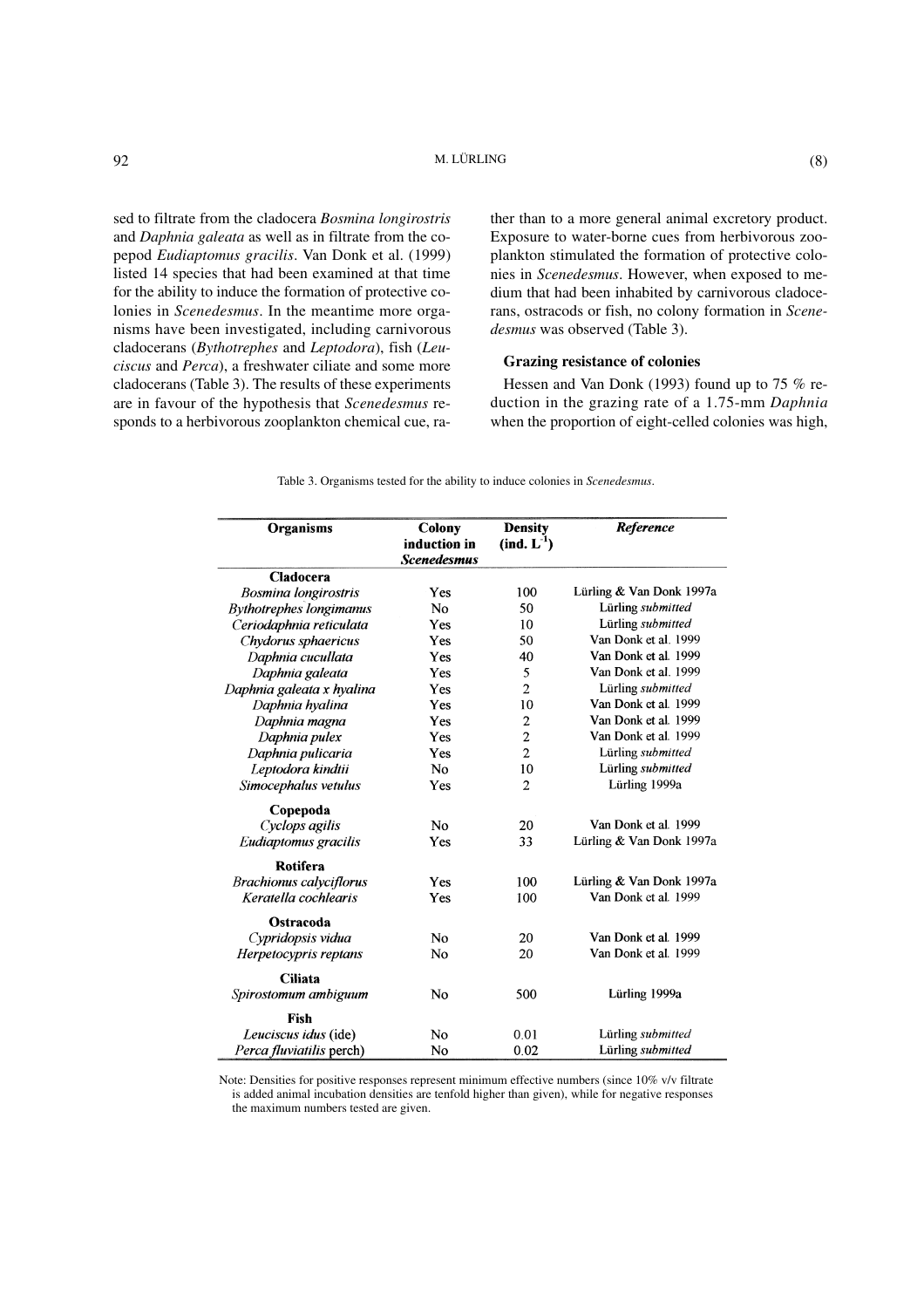sed to filtrate from the cladocera *Bosmina longirostris* and *Daphnia galeata* as well as in filtrate from the copepod *Eudiaptomus gracilis*. Van Donk et al. (1999) listed 14 species that had been examined at that time for the ability to induce the formation of protective colonies in *Scenedesmus*. In the meantime more organisms have been investigated, including carnivorous cladocerans (*Bythotrephes* and *Leptodora*), fish (*Leuciscus* and *Perca*), a freshwater ciliate and some more cladocerans (Table 3). The results of these experiments are in favour of the hypothesis that *Scenedesmus* responds to a herbivorous zooplankton chemical cue, rather than to a more general animal excretory product. Exposure to water-borne cues from herbivorous zooplankton stimulated the formation of protective colonies in *Scenedesmus*. However, when exposed to medium that had been inhabited by carnivorous cladocerans, ostracods or fish, no colony formation in *Scenedesmus* was observed (Table 3).

### Grazing resistance of colonies

Hessen and Van Donk (1993) found up to 75 % reduction in the grazing rate of a 1.75-mm *Daphnia* when the proportion of eight-celled colonies was high,

Table 3. Organisms tested for the ability to induce colonies in *Scenedesmus*.

| Organisms | Colony induction in *Scenedesmus* | Density (ind. $L^{-1}$) | *Reference* |
|---|---|---|---|
| **Cladocera** | | | |
| *Bosmina longirostris* | Yes | 100 | Lürling & Van Donk 1997a |
| *Bythotrephes longimanus* | No | 50 | Lürling *submitted* |
| *Ceriodaphnia reticulata* | Yes | 10 | Lürling *submitted* |
| *Chydorus sphaericus* | Yes | 50 | Van Donk et al. 1999 |
| *Daphnia cucullata* | Yes | 40 | Van Donk et al. 1999 |
| *Daphnia galeata* | Yes | 5 | Van Donk et al. 1999 |
| *Daphnia galeata x hyalina* | Yes | 2 | Lürling *submitted* |
| *Daphnia hyalina* | Yes | 10 | Van Donk et al. 1999 |
| *Daphnia magna* | Yes | 2 | Van Donk et al. 1999 |
| *Daphnia pulex* | Yes | 2 | Van Donk et al. 1999 |
| *Daphnia pulicaria* | Yes | 2 | Lürling *submitted* |
| *Leptodora kindtii* | No | 10 | Lürling *submitted* |
| *Simocephalus vetulus* | Yes | 2 | Lürling 1999a |
| **Copepoda** | | | |
| *Cyclops agilis* | No | 20 | Van Donk et al. 1999 |
| *Eudiaptomus gracilis* | Yes | 33 | Lürling & Van Donk 1997a |
| **Rotifera** | | | |
| *Brachionus calyciflorus* | Yes | 100 | Lürling & Van Donk 1997a |
| *Keratella cochlearis* | Yes | 100 | Van Donk et al. 1999 |
| **Ostracoda** | | | |
| *Cypridopsis vidua* | No | 20 | Van Donk et al. 1999 |
| *Herpetocypris reptans* | No | 20 | Van Donk et al. 1999 |
| **Ciliata** | | | |
| *Spirostomum ambiguum* | No | 500 | Lürling 1999a |
| **Fish** | | | |
| *Leuciscus idus* (ide) | No | 0.01 | Lürling *submitted* |
| *Perca fluviatilis* perch) | No | 0.02 | Lürling *submitted* |

Note: Densities for positive responses represent minimum effective numbers (since 10% v/v filtrate is added animal incubation densities are tenfold higher than given), while for negative responses the maximum numbers tested are given.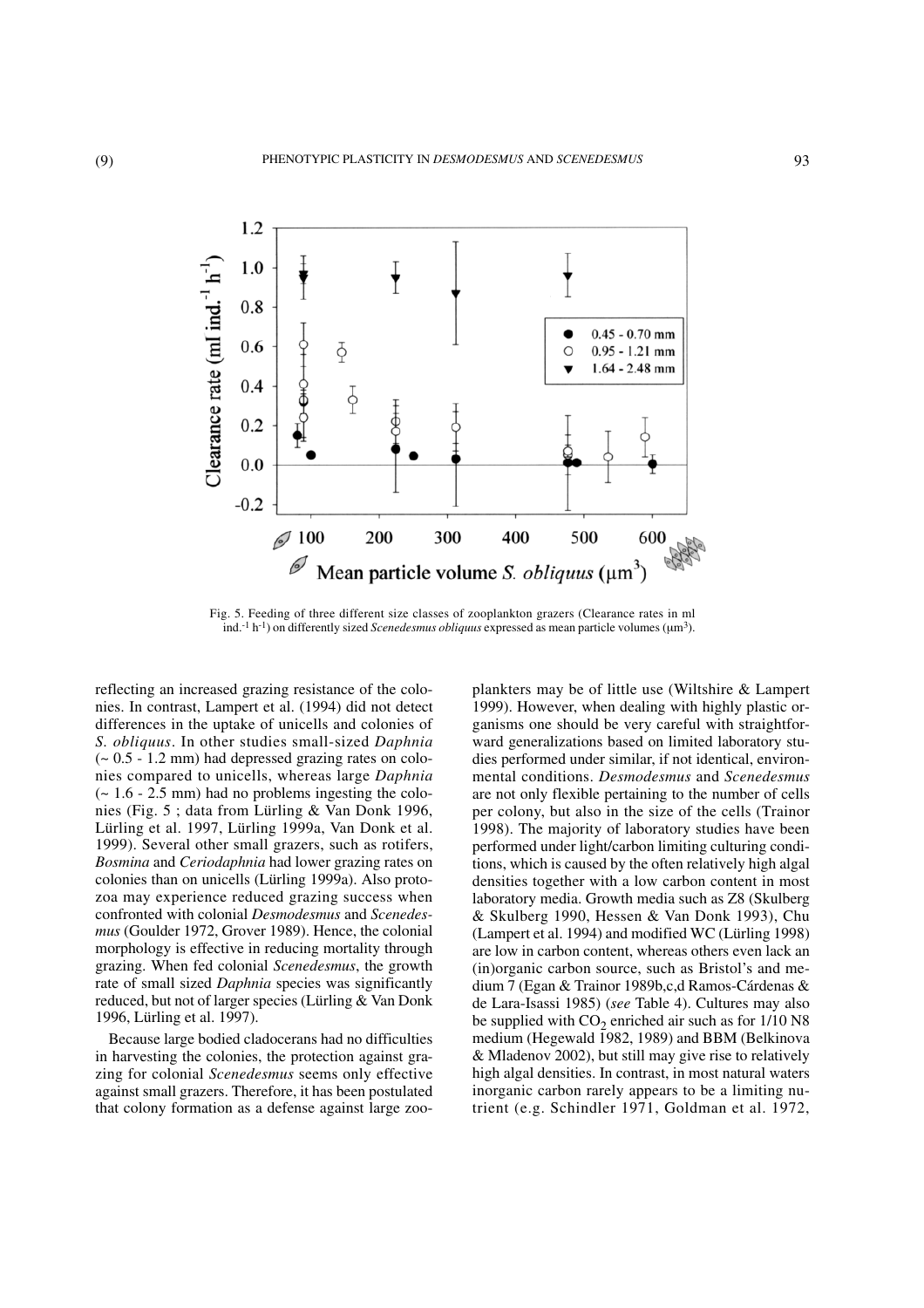Fig. 5. Feeding of three different size classes of zooplankton grazers (Clearance rates in ml ind.$^{-1}$ h$^{-1}$) on differently sized *Scenedesmus obliquus* expressed as mean particle volumes (µm$^3$).

reflecting an increased grazing resistance of the colonies. In contrast, Lampert et al. (1994) did not detect differences in the uptake of unicells and colonies of *S. obliquus*. In other studies small-sized *Daphnia* (~ 0.5 - 1.2 mm) had depressed grazing rates on colonies compared to unicells, whereas large *Daphnia* (~ 1.6 - 2.5 mm) had no problems ingesting the colonies (Fig. 5 ; data from Lürling & Van Donk 1996, Lürling et al. 1997, Lürling 1999a, Van Donk et al. 1999). Several other small grazers, such as rotifers, *Bosmina* and *Ceriodaphnia* had lower grazing rates on colonies than on unicells (Lürling 1999a). Also protozoa may experience reduced grazing success when confronted with colonial *Desmodesmus* and *Scenedesmus* (Goulder 1972, Grover 1989). Hence, the colonial morphology is effective in reducing mortality through grazing. When fed colonial *Scenedesmus*, the growth rate of small sized *Daphnia* species was significantly reduced, but not of larger species (Lürling & Van Donk 1996, Lürling et al. 1997).

Because large bodied cladocerans had no difficulties in harvesting the colonies, the protection against grazing for colonial *Scenedesmus* seems only effective against small grazers. Therefore, it has been postulated that colony formation as a defense against large zooplankters may be of little use (Wiltshire & Lampert 1999). However, when dealing with highly plastic organisms one should be very careful with straightforward generalizations based on limited laboratory studies performed under similar, if not identical, environmental conditions. *Desmodesmus* and *Scenedesmus* are not only flexible pertaining to the number of cells per colony, but also in the size of the cells (Trainor 1998). The majority of laboratory studies have been performed under light/carbon limiting culturing conditions, which is caused by the often relatively high algal densities together with a low carbon content in most laboratory media. Growth media such as Z8 (Skulberg & Skulberg 1990, Hessen & Van Donk 1993), Chu (Lampert et al. 1994) and modified WC (Lürling 1998) are low in carbon content, whereas others even lack an (in)organic carbon source, such as Bristol's and medium 7 (Egan & Trainor 1989b,c,d Ramos-Cárdenas & de Lara-Isassi 1985) (*see* Table 4). Cultures may also be supplied with $CO_2$ enriched air such as for 1/10 N8 medium (Hegewald 1982, 1989) and BBM (Belkinova & Mladenov 2002), but still may give rise to relatively high algal densities. In contrast, in most natural waters inorganic carbon rarely appears to be a limiting nutrient (e.g. Schindler 1971, Goldman et al. 1972,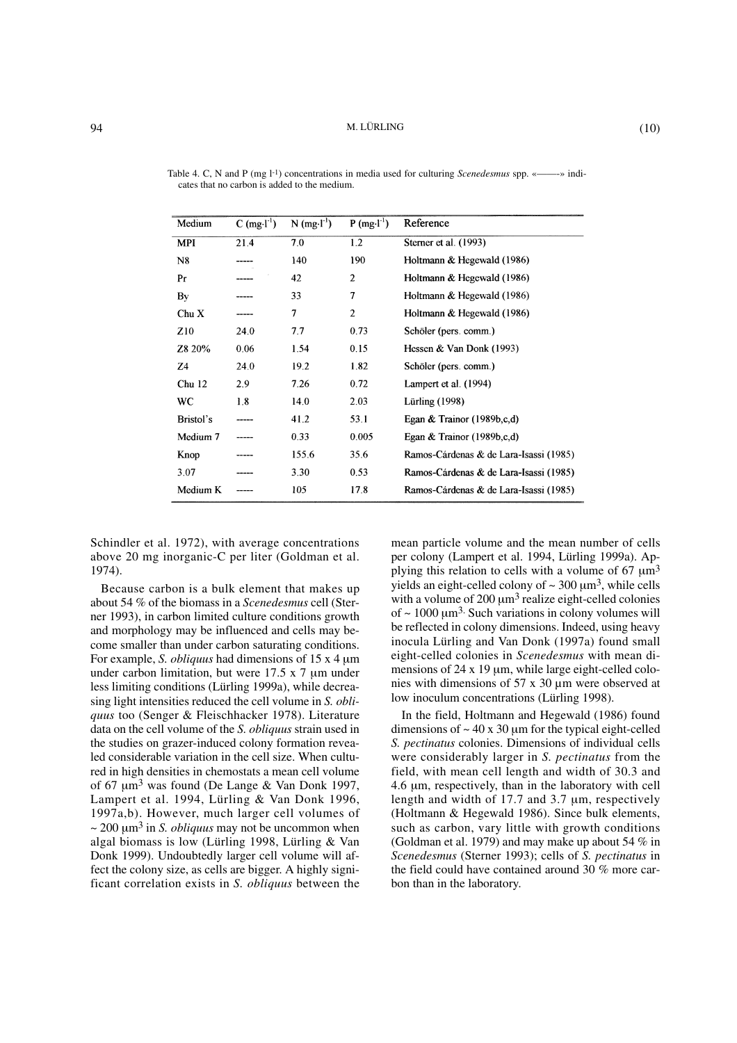Table 4. C, N and P (mg l$^{-1}$) concentrations in media used for culturing *Scenedesmus* spp. «——» indicates that no carbon is added to the medium.

| Medium | C (mg·l$^{-1}$) | N (mg·l$^{-1}$) | P (mg·l$^{-1}$) | Reference |
|---|---|---|---|---|
| MPI | 21.4 | 7.0 | 1.2 | Sterner et al. (1993) |
| N8 | ----- | 140 | 190 | Holtmann & Hegewald (1986) |
| Pr | ----- | 42 | 2 | Holtmann & Hegewald (1986) |
| By | ----- | 33 | 7 | Holtmann & Hegewald (1986) |
| Chu X | ----- | 7 | 2 | Holtmann & Hegewald (1986) |
| Z10 | 24.0 | 7.7 | 0.73 | Schöler (pers. comm.) |
| Z8 20% | 0.06 | 1.54 | 0.15 | Hessen & Van Donk (1993) |
| Z4 | 24.0 | 19.2 | 1.82 | Schöler (pers. comm.) |
| Chu 12 | 2.9 | 7.26 | 0.72 | Lampert et al. (1994) |
| WC | 1.8 | 14.0 | 2.03 | Lürling (1998) |
| Bristol's | ----- | 41.2 | 53.1 | Egan & Trainor (1989b,c,d) |
| Medium 7 | ----- | 0.33 | 0.005 | Egan & Trainor (1989b,c,d) |
| Knop | ----- | 155.6 | 35.6 | Ramos-Cárdenas & de Lara-Isassi (1985) |
| 3.07 | ----- | 3.30 | 0.53 | Ramos-Cárdenas & de Lara-Isassi (1985) |
| Medium K | ----- | 105 | 17.8 | Ramos-Cárdenas & de Lara-Isassi (1985) |

Schindler et al. 1972), with average concentrations above 20 mg inorganic-C per liter (Goldman et al. 1974).

Because carbon is a bulk element that makes up about 54 % of the biomass in a *Scenedesmus* cell (Sterner 1993), in carbon limited culture conditions growth and morphology may be influenced and cells may become smaller than under carbon saturating conditions. For example, *S. obliquus* had dimensions of 15 x 4 µm under carbon limitation, but were 17.5 x 7 µm under less limiting conditions (Lürling 1999a), while decreasing light intensities reduced the cell volume in *S. obliquus* too (Senger & Fleischhacker 1978). Literature data on the cell volume of the *S. obliquus* strain used in the studies on grazer-induced colony formation revealed considerable variation in the cell size. When cultured in high densities in chemostats a mean cell volume of 67 µm$^3$ was found (De Lange & Van Donk 1997, Lampert et al. 1994, Lürling & Van Donk 1996, 1997a,b). However, much larger cell volumes of ~ 200 µm$^3$ in *S. obliquus* may not be uncommon when algal biomass is low (Lürling 1998, Lürling & Van Donk 1999). Undoubtedly larger cell volume will affect the colony size, as cells are bigger. A highly significant correlation exists in *S. obliquus* between the mean particle volume and the mean number of cells per colony (Lampert et al. 1994, Lürling 1999a). Applying this relation to cells with a volume of 67 µm$^3$ yields an eight-celled colony of ~ 300 µm$^3$, while cells with a volume of 200 µm$^3$ realize eight-celled colonies of ~ 1000 µm$^3$. Such variations in colony volumes will be reflected in colony dimensions. Indeed, using heavy inocula Lürling and Van Donk (1997a) found small eight-celled colonies in *Scenedesmus* with mean dimensions of 24 x 19 µm, while large eight-celled colonies with dimensions of 57 x 30 µm were observed at low inoculum concentrations (Lürling 1998).

In the field, Holtmann and Hegewald (1986) found dimensions of ~ 40 x 30 µm for the typical eight-celled *S. pectinatus* colonies. Dimensions of individual cells were considerably larger in *S. pectinatus* from the field, with mean cell length and width of 30.3 and 4.6 µm, respectively, than in the laboratory with cell length and width of 17.7 and 3.7 µm, respectively (Holtmann & Hegewald 1986). Since bulk elements, such as carbon, vary little with growth conditions (Goldman et al. 1979) and may make up about 54 % in *Scenedesmus* (Sterner 1993); cells of *S. pectinatus* in the field could have contained around 30 % more carbon than in the laboratory.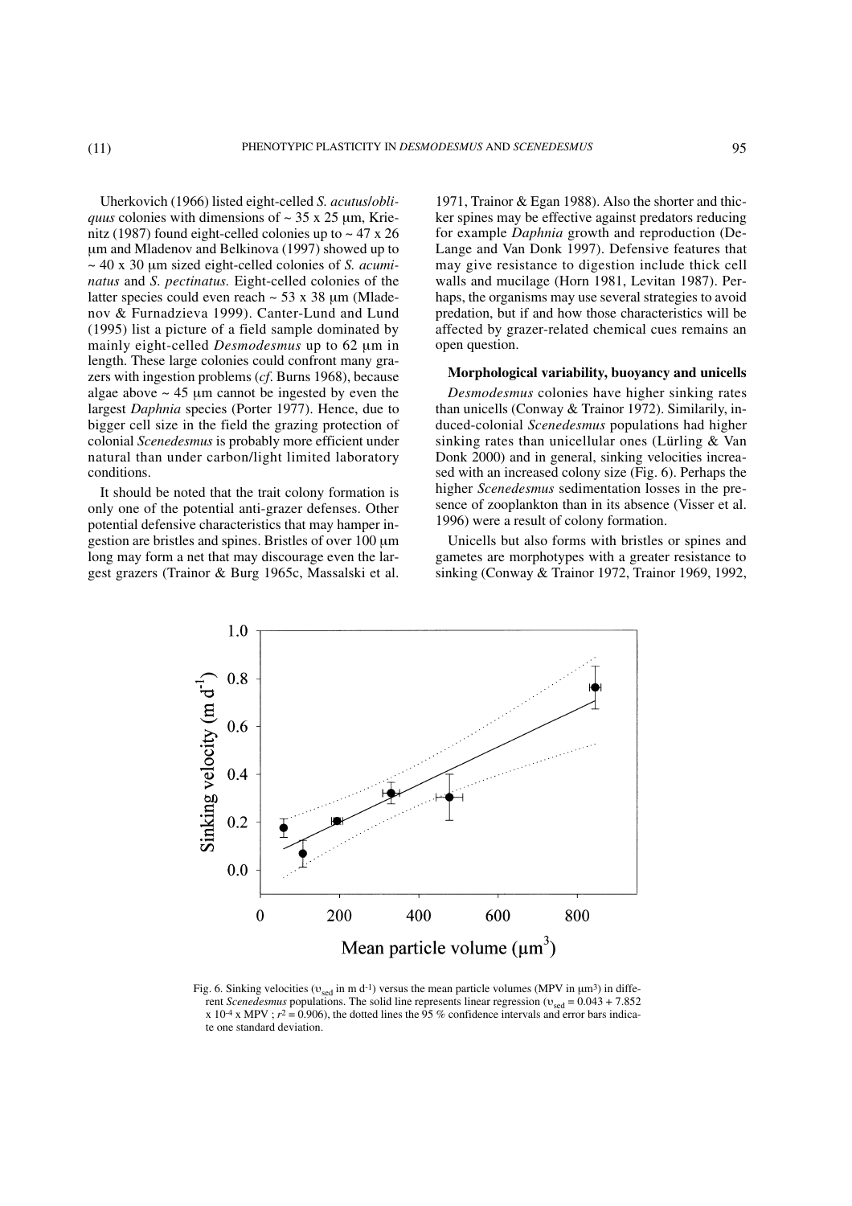Uherkovich (1966) listed eight-celled *S. acutus*/*obliquus* colonies with dimensions of ~ 35 x 25 µm, Krienitz (1987) found eight-celled colonies up to ~ 47 x 26 µm and Mladenov and Belkinova (1997) showed up to ~ 40 x 30 µm sized eight-celled colonies of *S. acuminatus* and *S. pectinatus*. Eight-celled colonies of the latter species could even reach ~ 53 x 38 µm (Mladenov & Furnadzieva 1999). Canter-Lund and Lund (1995) list a picture of a field sample dominated by mainly eight-celled *Desmodesmus* up to 62 µm in length. These large colonies could confront many grazers with ingestion problems (*cf*. Burns 1968), because algae above ~ 45 µm cannot be ingested by even the largest *Daphnia* species (Porter 1977). Hence, due to bigger cell size in the field the grazing protection of colonial *Scenedesmus* is probably more efficient under natural than under carbon/light limited laboratory conditions.

It should be noted that the trait colony formation is only one of the potential anti-grazer defenses. Other potential defensive characteristics that may hamper ingestion are bristles and spines. Bristles of over 100 µm long may form a net that may discourage even the largest grazers (Trainor & Burg 1965c, Massalski et al. 1971, Trainor & Egan 1988). Also the shorter and thicker spines may be effective against predators reducing for example *Daphnia* growth and reproduction (DeLange and Van Donk 1997). Defensive features that may give resistance to digestion include thick cell walls and mucilage (Horn 1981, Levitan 1987). Perhaps, the organisms may use several strategies to avoid predation, but if and how those characteristics will be affected by grazer-related chemical cues remains an open question.

**Morphological variability, buoyancy and unicells**

*Desmodesmus* colonies have higher sinking rates than unicells (Conway & Trainor 1972). Similarily, induced-colonial *Scenedesmus* populations had higher sinking rates than unicellular ones (Lürling & Van Donk 2000) and in general, sinking velocities increased with an increased colony size (Fig. 6). Perhaps the higher *Scenedesmus* sedimentation losses in the presence of zooplankton than in its absence (Visser et al. 1996) were a result of colony formation.

Unicells but also forms with bristles or spines and gametes are morphotypes with a greater resistance to sinking (Conway & Trainor 1972, Trainor 1969, 1992,

Fig. 6. Sinking velocities ($\upsilon_{sed}$ in m d$^{-1}$) versus the mean particle volumes (MPV in µm$^3$) in different *Scenedesmus* populations. The solid line represents linear regression ($\upsilon_{sed} = 0.043 + 7.852 \times 10^{-4} \times MPV$ ; $r^2 = 0.906$), the dotted lines the 95 % confidence intervals and error bars indicate one standard deviation.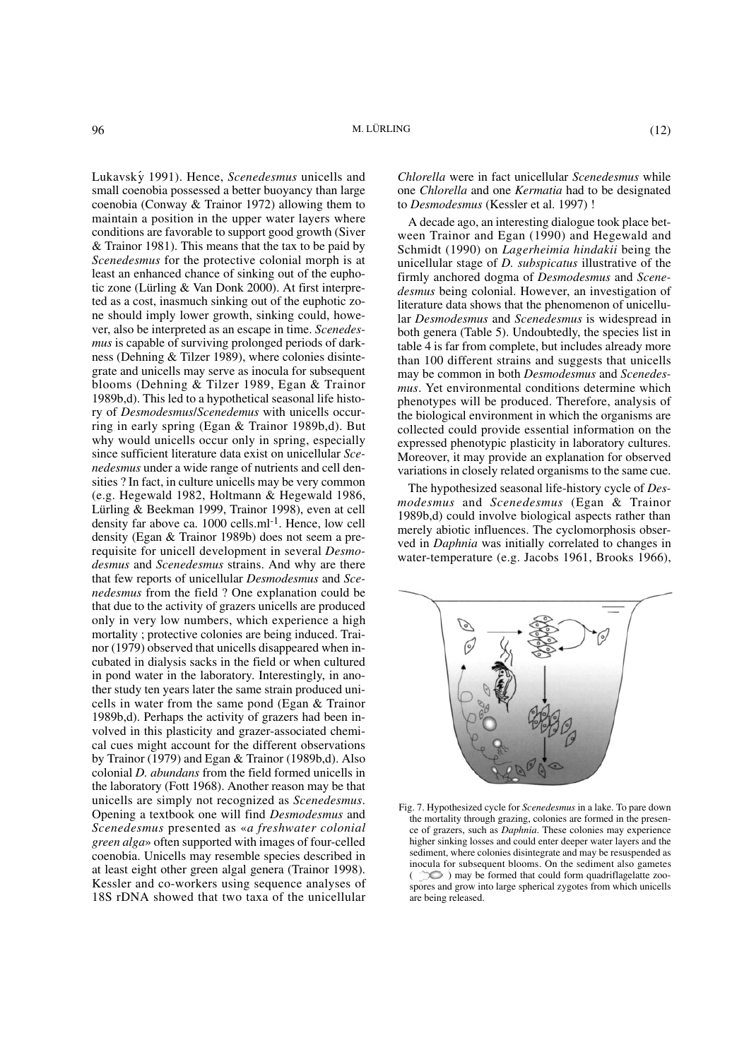Lukavský 1991). Hence, *Scenedesmus* unicells and small coenobia possessed a better buoyancy than large coenobia (Conway & Trainor 1972) allowing them to maintain a position in the upper water layers where conditions are favorable to support good growth (Siver & Trainor 1981). This means that the tax to be paid by *Scenedesmus* for the protective colonial morph is at least an enhanced chance of sinking out of the euphotic zone (Lürling & Van Donk 2000). At first interpreted as a cost, inasmuch sinking out of the euphotic zone should imply lower growth, sinking could, however, also be interpreted as an escape in time. *Scenedesmus* is capable of surviving prolonged periods of darkness (Dehning & Tilzer 1989), where colonies disintegrate and unicells may serve as inocula for subsequent blooms (Dehning & Tilzer 1989, Egan & Trainor 1989b,d). This led to a hypothetical seasonal life history of *Desmodesmus*/*Scenedemus* with unicells occurring in early spring (Egan & Trainor 1989b,d). But why would unicells occur only in spring, especially since sufficient literature data exist on unicellular *Scenedesmus* under a wide range of nutrients and cell densities ? In fact, in culture unicells may be very common (e.g. Hegewald 1982, Holtmann & Hegewald 1986, Lürling & Beekman 1999, Trainor 1998), even at cell density far above ca. 1000 cells.ml$^{-1}$. Hence, low cell density (Egan & Trainor 1989b) does not seem a prerequisite for unicell development in several *Desmodesmus* and *Scenedesmus* strains. And why are there that few reports of unicellular *Desmodesmus* and *Scenedesmus* from the field ? One explanation could be that due to the activity of grazers unicells are produced only in very low numbers, which experience a high mortality ; protective colonies are being induced. Trainor (1979) observed that unicells disappeared when incubated in dialysis sacks in the field or when cultured in pond water in the laboratory. Interestingly, in another study ten years later the same strain produced unicells in water from the same pond (Egan & Trainor 1989b,d). Perhaps the activity of grazers had been involved in this plasticity and grazer-associated chemical cues might account for the different observations by Trainor (1979) and Egan & Trainor (1989b,d). Also colonial *D. abundans* from the field formed unicells in the laboratory (Fott 1968). Another reason may be that unicells are simply not recognized as *Scenedesmus*. Opening a textbook one will find *Desmodesmus* and *Scenedesmus* presented as «*a freshwater colonial green alga*» often supported with images of four-celled coenobia. Unicells may resemble species described in at least eight other green algal genera (Trainor 1998). Kessler and co-workers using sequence analyses of 18S rDNA showed that two taxa of the unicellular *Chlorella* were in fact unicellular *Scenedesmus* while one *Chlorella* and one *Kermatia* had to be designated to *Desmodesmus* (Kessler et al. 1997) !

A decade ago, an interesting dialogue took place between Trainor and Egan (1990) and Hegewald and Schmidt (1990) on *Lagerheimia hindakii* being the unicellular stage of *D. subspicatus* illustrative of the firmly anchored dogma of *Desmodesmus* and *Scenedesmus* being colonial. However, an investigation of literature data shows that the phenomenon of unicellular *Desmodesmus* and *Scenedesmus* is widespread in both genera (Table 5). Undoubtedly, the species list in table 4 is far from complete, but includes already more than 100 different strains and suggests that unicells may be common in both *Desmodesmus* and *Scenedesmus*. Yet environmental conditions determine which phenotypes will be produced. Therefore, analysis of the biological environment in which the organisms are collected could provide essential information on the expressed phenotypic plasticity in laboratory cultures. Moreover, it may provide an explanation for observed variations in closely related organisms to the same cue.

The hypothesized seasonal life-history cycle of *Desmodesmus* and *Scenedesmus* (Egan & Trainor 1989b,d) could involve biological aspects rather than merely abiotic influences. The cyclomorphosis observed in *Daphnia* was initially correlated to changes in water-temperature (e.g. Jacobs 1961, Brooks 1966),

Fig. 7. Hypothesized cycle for *Scenedesmus* in a lake. To pare down the mortality through grazing, colonies are formed in the presence of grazers, such as *Daphnia*. These colonies may experience higher sinking losses and could enter deeper water layers and the sediment, where colonies disintegrate and may be resuspended as inocula for subsequent blooms. On the sediment also gametes ( ) may be formed that could form quadriflagelatte zoospores and grow into large spherical zygotes from which unicells are being released.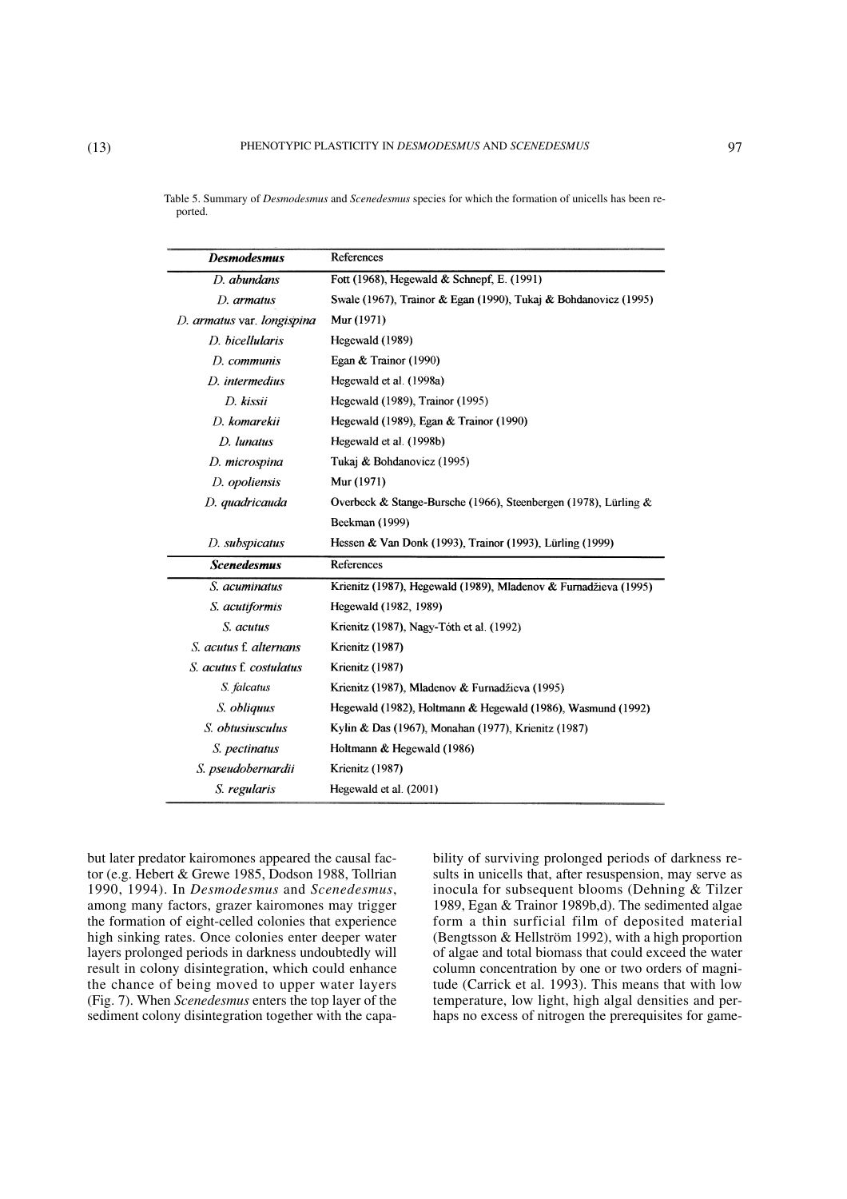Table 5. Summary of *Desmodesmus* and *Scenedesmus* species for which the formation of unicells has been reported.

| ***Desmodesmus*** | References |
|---|---|
| *D. abundans* | Fott (1968), Hegewald & Schnepf, E. (1991) |
| *D. armatus* | Swale (1967), Trainor & Egan (1990), Tukaj & Bohdanovicz (1995) |
| *D. armatus* var. *longispina* | Mur (1971) |
| *D. bicellularis* | Hegewald (1989) |
| *D. communis* | Egan & Trainor (1990) |
| *D. intermedius* | Hegewald et al. (1998a) |
| *D. kissii* | Hegewald (1989), Trainor (1995) |
| *D. komarekii* | Hegewald (1989), Egan & Trainor (1990) |
| *D. lunatus* | Hegewald et al. (1998b) |
| *D. microspina* | Tukaj & Bohdanovicz (1995) |
| *D. opoliensis* | Mur (1971) |
| *D. quadricauda* | Overbeck & Stange-Bursche (1966), Steenbergen (1978), Lürling & Beekman (1999) |
| *D. subspicatus* | Hessen & Van Donk (1993), Trainor (1993), Lürling (1999) |
| ***Scenedesmus*** | **References** |
| *S. acuminatus* | Krienitz (1987), Hegewald (1989), Mladenov & Furnadžieva (1995) |
| *S. acutiformis* | Hegewald (1982, 1989) |
| *S. acutus* | Krienitz (1987), Nagy-Tóth et al. (1992) |
| *S. acutus* f. *alternans* | Krienitz (1987) |
| *S. acutus* f. *costulatus* | Krienitz (1987) |
| *S. falcatus* | Krienitz (1987), Mladenov & Furnadžieva (1995) |
| *S. obliquus* | Hegewald (1982), Holtmann & Hegewald (1986), Wasmund (1992) |
| *S. obtusiusculus* | Kylin & Das (1967), Monahan (1977), Krienitz (1987) |
| *S. pectinatus* | Holtmann & Hegewald (1986) |
| *S. pseudobernardii* | Krienitz (1987) |
| *S. regularis* | Hegewald et al. (2001) |

but later predator kairomones appeared the causal factor (e.g. Hebert & Grewe 1985, Dodson 1988, Tollrian 1990, 1994). In *Desmodesmus* and *Scenedesmus*, among many factors, grazer kairomones may trigger the formation of eight-celled colonies that experience high sinking rates. Once colonies enter deeper water layers prolonged periods in darkness undoubtedly will result in colony disintegration, which could enhance the chance of being moved to upper water layers (Fig. 7). When *Scenedesmus* enters the top layer of the sediment colony disintegration together with the capability of surviving prolonged periods of darkness results in unicells that, after resuspension, may serve as inocula for subsequent blooms (Dehning & Tilzer 1989, Egan & Trainor 1989b,d). The sedimented algae form a thin surficial film of deposited material (Bengtsson & Hellström 1992), with a high proportion of algae and total biomass that could exceed the water column concentration by one or two orders of magnitude (Carrick et al. 1993). This means that with low temperature, low light, high algal densities and perhaps no excess of nitrogen the prerequisites for game-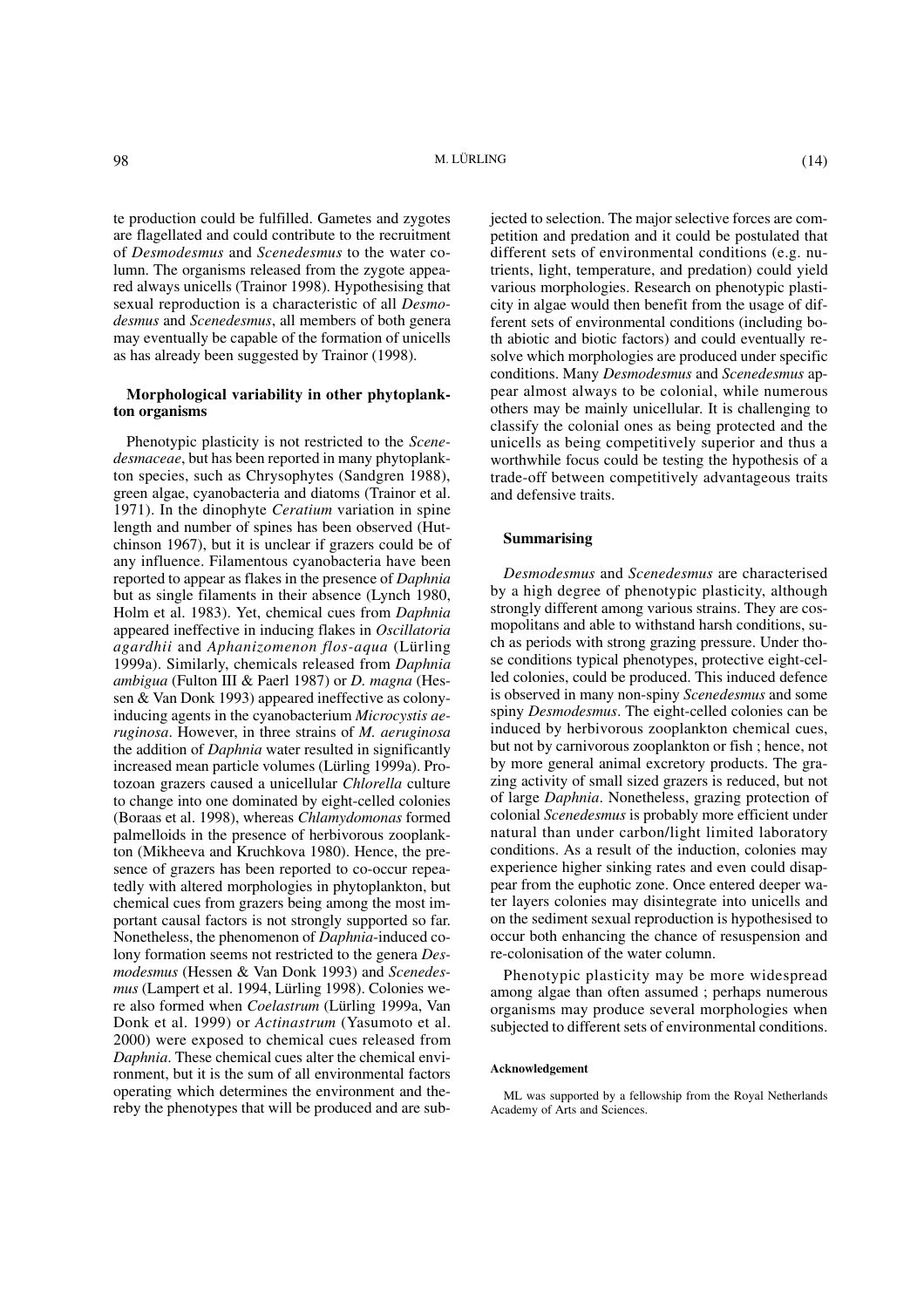te production could be fulfilled. Gametes and zygotes are flagellated and could contribute to the recruitment of *Desmodesmus* and *Scenedesmus* to the water column. The organisms released from the zygote appeared always unicells (Trainor 1998). Hypothesising that sexual reproduction is a characteristic of all *Desmodesmus* and *Scenedesmus*, all members of both genera may eventually be capable of the formation of unicells as has already been suggested by Trainor (1998).

### Morphological variability in other phytoplankton organisms

Phenotypic plasticity is not restricted to the *Scenedesmaceae*, but has been reported in many phytoplankton species, such as Chrysophytes (Sandgren 1988), green algae, cyanobacteria and diatoms (Trainor et al. 1971). In the dinophyte *Ceratium* variation in spine length and number of spines has been observed (Hutchinson 1967), but it is unclear if grazers could be of any influence. Filamentous cyanobacteria have been reported to appear as flakes in the presence of *Daphnia* but as single filaments in their absence (Lynch 1980, Holm et al. 1983). Yet, chemical cues from *Daphnia* appeared ineffective in inducing flakes in *Oscillatoria agardhii* and *Aphanizomenon flos-aqua* (Lürling 1999a). Similarly, chemicals released from *Daphnia ambigua* (Fulton III & Paerl 1987) or *D. magna* (Hessen & Van Donk 1993) appeared ineffective as colony-inducing agents in the cyanobacterium *Microcystis aeruginosa*. However, in three strains of *M. aeruginosa* the addition of *Daphnia* water resulted in significantly increased mean particle volumes (Lürling 1999a). Protozoan grazers caused a unicellular *Chlorella* culture to change into one dominated by eight-celled colonies (Boraas et al. 1998), whereas *Chlamydomonas* formed palmelloids in the presence of herbivorous zooplankton (Mikheeva and Kruchkova 1980). Hence, the presence of grazers has been reported to co-occur repeatedly with altered morphologies in phytoplankton, but chemical cues from grazers being among the most important causal factors is not strongly supported so far. Nonetheless, the phenomenon of *Daphnia*-induced colony formation seems not restricted to the genera *Desmodesmus* (Hessen & Van Donk 1993) and *Scenedesmus* (Lampert et al. 1994, Lürling 1998). Colonies were also formed when *Coelastrum* (Lürling 1999a, Van Donk et al. 1999) or *Actinastrum* (Yasumoto et al. 2000) were exposed to chemical cues released from *Daphnia*. These chemical cues alter the chemical environment, but it is the sum of all environmental factors operating which determines the environment and thereby the phenotypes that will be produced and are subjected to selection. The major selective forces are competition and predation and it could be postulated that different sets of environmental conditions (e.g. nutrients, light, temperature, and predation) could yield various morphologies. Research on phenotypic plasticity in algae would then benefit from the usage of different sets of environmental conditions (including both abiotic and biotic factors) and could eventually resolve which morphologies are produced under specific conditions. Many *Desmodesmus* and *Scenedesmus* appear almost always to be colonial, while numerous others may be mainly unicellular. It is challenging to classify the colonial ones as being protected and the unicells as being competitively superior and thus a worthwhile focus could be testing the hypothesis of a trade-off between competitively advantageous traits and defensive traits.

### Summarising

*Desmodesmus* and *Scenedesmus* are characterised by a high degree of phenotypic plasticity, although strongly different among various strains. They are cosmopolitans and able to withstand harsh conditions, such as periods with strong grazing pressure. Under those conditions typical phenotypes, protective eight-celled colonies, could be produced. This induced defence is observed in many non-spiny *Scenedesmus* and some spiny *Desmodesmus*. The eight-celled colonies can be induced by herbivorous zooplankton chemical cues, but not by carnivorous zooplankton or fish ; hence, not by more general animal excretory products. The grazing activity of small sized grazers is reduced, but not of large *Daphnia*. Nonetheless, grazing protection of colonial *Scenedesmus* is probably more efficient under natural than under carbon/light limited laboratory conditions. As a result of the induction, colonies may experience higher sinking rates and even could disappear from the euphotic zone. Once entered deeper water layers colonies may disintegrate into unicells and on the sediment sexual reproduction is hypothesised to occur both enhancing the chance of resuspension and re-colonisation of the water column.

Phenotypic plasticity may be more widespread among algae than often assumed ; perhaps numerous organisms may produce several morphologies when subjected to different sets of environmental conditions.

#### Acknowledgement

ML was supported by a fellowship from the Royal Netherlands Academy of Arts and Sciences.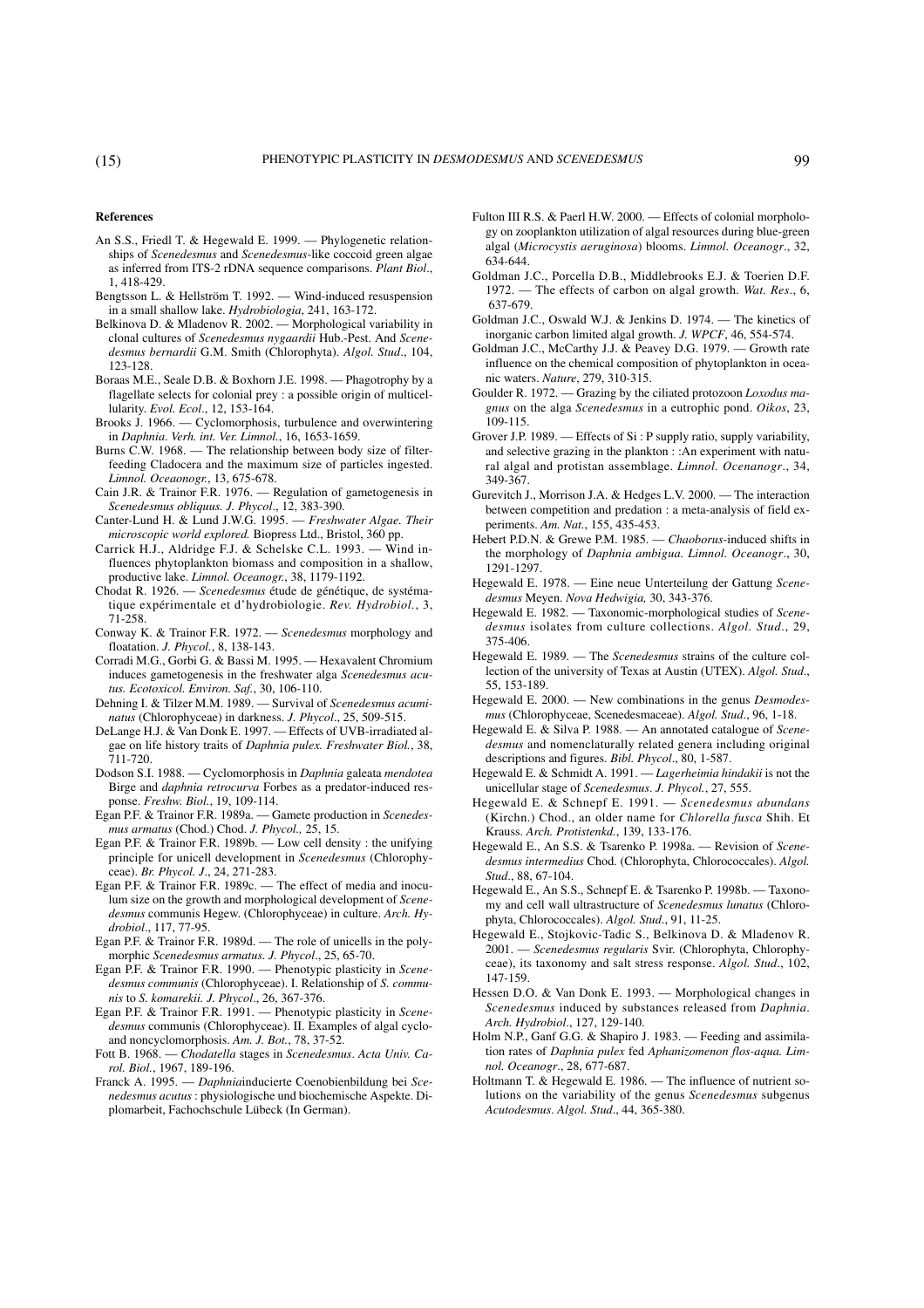## References

An S.S., Friedl T. & Hegewald E. 1999. — Phylogenetic relationships of *Scenedesmus* and *Scenedesmus*-like coccoid green algae as inferred from ITS-2 rDNA sequence comparisons. *Plant Biol*., 1, 418-429.

Bengtsson L. & Hellström T. 1992. — Wind-induced resuspension in a small shallow lake. *Hydrobiologia*, 241, 163-172.

Belkinova D. & Mladenov R. 2002. — Morphological variability in clonal cultures of *Scenedesmus nygaardii* Hub.-Pest. And *Scenedesmus bernardii* G.M. Smith (Chlorophyta). *Algol. Stud*., 104, 123-128.

Boraas M.E., Seale D.B. & Boxhorn J.E. 1998. — Phagotrophy by a flagellate selects for colonial prey : a possible origin of multicellularity. *Evol. Ecol*., 12, 153-164.

Brooks J. 1966. — Cyclomorphosis, turbulence and overwintering in *Daphnia*. *Verh. int. Ver. Limnol.*, 16, 1653-1659.

Burns C.W. 1968. — The relationship between body size of filter-feeding Cladocera and the maximum size of particles ingested. *Limnol. Oceaonogr.*, 13, 675-678.

Cain J.R. & Trainor F.R. 1976. — Regulation of gametogenesis in *Scenedesmus obliquus. J. Phycol*., 12, 383-390.

Canter-Lund H. & Lund J.W.G. 1995. — *Freshwater Algae. Their microscopic world explored.* Biopress Ltd., Bristol, 360 pp.

Carrick H.J., Aldridge F.J. & Schelske C.L. 1993. — Wind influences phytoplankton biomass and composition in a shallow, productive lake. *Limnol. Oceanogr.*, 38, 1179-1192.

Chodat R. 1926. — *Scenedesmus* étude de génétique, de systématique expérimentale et d'hydrobiologie. *Rev. Hydrobiol.*, 3, 71-258.

Conway K. & Trainor F.R. 1972. — *Scenedesmus* morphology and floatation. *J. Phycol.*, 8, 138-143.

Corradi M.G., Gorbi G. & Bassi M. 1995. — Hexavalent Chromium induces gametogenesis in the freshwater alga *Scenedesmus acutus. Ecotoxicol. Environ. Saf.*, 30, 106-110.

Dehning I. & Tilzer M.M. 1989. — Survival of *Scenedesmus acuminatus* (Chlorophyceae) in darkness. *J. Phycol*., 25, 509-515.

DeLange H.J. & Van Donk E. 1997. — Effects of UVB-irradiated algae on life history traits of *Daphnia pulex. Freshwater Biol.*, 38, 711-720.

Dodson S.I. 1988. — Cyclomorphosis in *Daphnia* galeata *mendotea* Birge and *daphnia retrocurva* Forbes as a predator-induced response. *Freshw. Biol.*, 19, 109-114.

Egan P.F. & Trainor F.R. 1989a. — Gamete production in *Scenedesmus armatus* (Chod.) Chod. *J. Phycol.,* 25, 15.

Egan P.F. & Trainor F.R. 1989b. — Low cell density : the unifying principle for unicell development in *Scenedesmus* (Chlorophyceae). *Br. Phycol. J*., 24, 271-283.

Egan P.F. & Trainor F.R. 1989c. — The effect of media and inoculum size on the growth and morphological development of *Scenedesmus* communis Hegew. (Chlorophyceae) in culture. *Arch. Hydrobiol*., 117, 77-95.

Egan P.F. & Trainor F.R. 1989d. — The role of unicells in the polymorphic *Scenedesmus armatus. J. Phycol*., 25, 65-70.

Egan P.F. & Trainor F.R. 1990. — Phenotypic plasticity in *Scenedesmus communis* (Chlorophyceae). I. Relationship of *S. communis* to *S. komarekii. J. Phycol*., 26, 367-376.

Egan P.F. & Trainor F.R. 1991. — Phenotypic plasticity in *Scenedesmus* communis (Chlorophyceae). II. Examples of algal cyclo- and noncyclomorphosis. *Am. J. Bot.*, 78, 37-52.

Fott B. 1968. — *Chodatella* stages in *Scenedesmus*. *Acta Univ. Carol. Biol.*, 1967, 189-196.

Franck A. 1995. — *Daphnia*inducierte Coenobienbildung bei *Scenedesmus acutus* : physiologische und biochemische Aspekte. Diplomarbeit, Fachochschule Lübeck (In German).

Fulton III R.S. & Paerl H.W. 2000. — Effects of colonial morphology on zooplankton utilization of algal resources during blue-green algal (*Microcystis aeruginosa*) blooms. *Limnol. Oceanogr*., 32, 634-644.

Goldman J.C., Porcella D.B., Middlebrooks E.J. & Toerien D.F. 1972. — The effects of carbon on algal growth. *Wat. Res*., 6, 637-679.

Goldman J.C., Oswald W.J. & Jenkins D. 1974. — The kinetics of inorganic carbon limited algal growth. *J. WPCF*, 46, 554-574.

Goldman J.C., McCarthy J.J. & Peavey D.G. 1979. — Growth rate influence on the chemical composition of phytoplankton in oceanic waters. *Nature*, 279, 310-315.

Goulder R. 1972. — Grazing by the ciliated protozoon *Loxodus magnus* on the alga *Scenedesmus* in a eutrophic pond. *Oikos*, 23, 109-115.

Grover J.P. 1989. — Effects of Si : P supply ratio, supply variability, and selective grazing in the plankton : :An experiment with natural algal and protistan assemblage. *Limnol. Ocenanogr*., 34, 349-367.

Gurevitch J., Morrison J.A. & Hedges L.V. 2000. — The interaction between competition and predation : a meta-analysis of field experiments. *Am. Nat.*, 155, 435-453.

Hebert P.D.N. & Grewe P.M. 1985. — *Chaoborus*-induced shifts in the morphology of *Daphnia ambigua. Limnol. Oceanogr*., 30, 1291-1297.

Hegewald E. 1978. — Eine neue Unterteilung der Gattung *Scenedesmus* Meyen. *Nova Hedwigia,* 30, 343-376.

Hegewald E. 1982. — Taxonomic-morphological studies of *Scenedesmus* isolates from culture collections. *Algol. Stud*., 29, 375-406.

Hegewald E. 1989. — The *Scenedesmus* strains of the culture collection of the university of Texas at Austin (UTEX). *Algol. Stud*., 55, 153-189.

Hegewald E. 2000. — New combinations in the genus *Desmodesmus* (Chlorophyceae, Scenedesmaceae). *Algol. Stud*., 96, 1-18.

Hegewald E. & Silva P. 1988. — An annotated catalogue of *Scenedesmus* and nomenclaturally related genera including original descriptions and figures. *Bibl. Phycol*., 80, 1-587.

Hegewald E. & Schmidt A. 1991. — *Lagerheimia hindakii* is not the unicellular stage of *Scenedesmus*. *J. Phycol.*, 27, 555.

Hegewald E. & Schnepf E. 1991. — *Scenedesmus abundans* (Kirchn.) Chod., an older name for *Chlorella fusca* Shih. Et Krauss. *Arch. Protistenkd.*, 139, 133-176.

Hegewald E., An S.S. & Tsarenko P. 1998a. — Revision of *Scenedesmus intermedius* Chod. (Chlorophyta, Chlorococcales). *Algol. Stud*., 88, 67-104.

Hegewald E., An S.S., Schnepf E. & Tsarenko P. 1998b. — Taxonomy and cell wall ultrastructure of *Scenedesmus lunatus* (Chlorophyta, Chlorococcales). *Algol. Stud*., 91, 11-25.

Hegewald E., Stojkovic-Tadic S., Belkinova D. & Mladenov R. 2001. — *Scenedesmus regularis* Svir. (Chlorophyta, Chlorophyceae), its taxonomy and salt stress response. *Algol. Stud*., 102, 147-159.

Hessen D.O. & Van Donk E. 1993. — Morphological changes in *Scenedesmus* induced by substances released from *Daphnia*. *Arch. Hydrobiol.*, 127, 129-140.

Holm N.P., Ganf G.G. & Shapiro J. 1983. — Feeding and assimilation rates of *Daphnia pulex* fed *Aphanizomenon flos-aqua. Limnol. Oceanogr*., 28, 677-687.

Holtmann T. & Hegewald E. 1986. — The influence of nutrient solutions on the variability of the genus *Scenedesmus* subgenus *Acutodesmus*. *Algol. Stud*., 44, 365-380.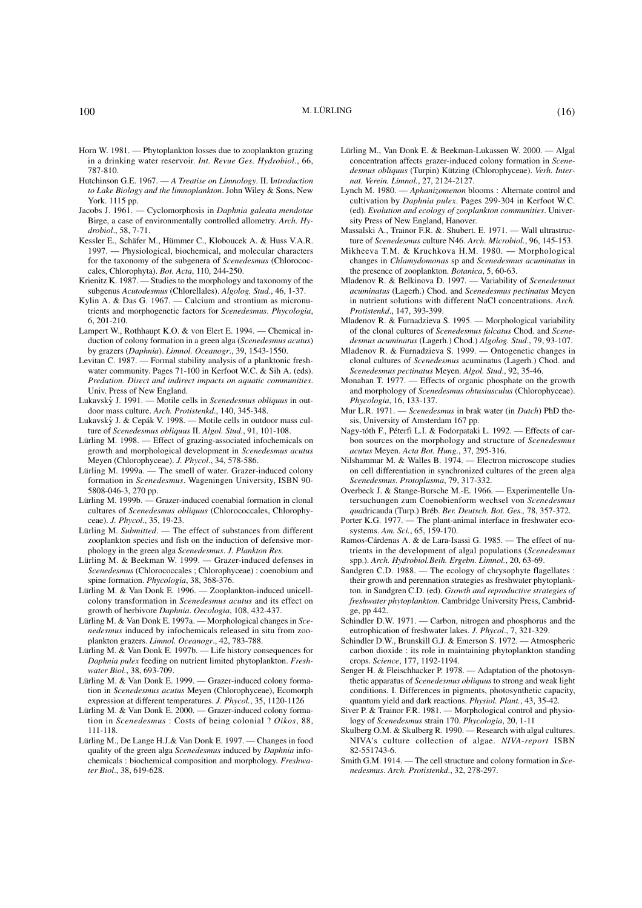Horn W. 1981. — Phytoplankton losses due to zooplankton grazing in a drinking water reservoir. *Int. Revue Ges. Hydrobiol.*, 66, 787-810.

Hutchinson G.E. 1967. — *A Treatise on Limnology*. II. I*ntroduction to Lake Biology and the limnoplankton*. John Wiley & Sons, New York. 1115 pp.

Jacobs J. 1961. — Cyclomorphosis in *Daphnia galeata mendotae* Birge, a case of environmentally controlled allometry. *Arch. Hydrobiol.*, 58, 7-71.

Kessler E., Schäfer M., Hümmer C., Kloboucek A. & Huss V.A.R. 1997. — Physiological, biochemical, and molecular characters for the taxonomy of the subgenera of *Scenedesmus* (Chlorococcales, Chlorophyta). *Bot. Acta*, 110, 244-250.

Krienitz K. 1987. — Studies to the morphology and taxonomy of the subgenus *Acutodesmus* (Chlorellales). *Algolog. Stud.*, 46, 1-37.

Kylin A. & Das G. 1967. — Calcium and strontium as micronutrients and morphogenetic factors for *Scenedesmus*. *Phycologia*, 6, 201-210.

Lampert W., Rothhaupt K.O. & von Elert E. 1994. — Chemical induction of colony formation in a green alga (*Scenedesmus acutus*) by grazers (*Daphnia*). *Limnol. Oceanogr.*, 39, 1543-1550.

Levitan C. 1987. — Formal stability analysis of a planktonic freshwater community. Pages 71-100 in Kerfoot W.C. & Sih A. (eds). *Predation. Direct and indirect impacts on aquatic communities*. Univ. Press of New England.

Lukavský J. 1991. — Motile cells in *Scenedesmus obliquus* in outdoor mass culture. *Arch. Protistenkd.*, 140, 345-348.

Lukavský J. & Cepák V. 1998. — Motile cells in outdoor mass culture of *Scenedesmus obliquus* II. *Algol. Stud.*, 91, 101-108.

Lürling M. 1998. — Effect of grazing-associated infochemicals on growth and morphological development in *Scenedesmus acutus* Meyen (Chlorophyceae). *J. Phycol.*, 34, 578-586.

Lürling M. 1999a. — The smell of water. Grazer-induced colony formation in *Scenedesmus*. Wageningen University, ISBN 90-5808-046-3, 270 pp.

Lürling M. 1999b. — Grazer-induced coenabial formation in clonal cultures of *Scenedesmus obliquus* (Chlorococcales, Chlorophyceae). *J. Phycol.*, 35, 19-23.

Lürling M. *Submitted*. — The effect of substances from different zooplankton species and fish on the induction of defensive morphology in the green alga *Scenedesmus*. *J. Plankton Res.*

Lürling M. & Beekman W. 1999. — Grazer-induced defenses in *Scenedesmus* (Chlorococcales ; Chlorophyceae) : coenobium and spine formation. *Phycologia*, 38, 368-376.

Lürling M. & Van Donk E. 1996. — Zooplankton-induced unicell-colony transformation in *Scenedesmus acutus* and its effect on growth of herbivore *Daphnia*. *Oecologia*, 108, 432-437.

Lürling M. & Van Donk E. 1997a. — Morphological changes in *Scenedesmus* induced by infochemicals released in situ from zooplankton grazers. *Limnol. Oceanogr.*, 42, 783-788.

Lürling M. & Van Donk E. 1997b. — Life history consequences for *Daphnia pulex* feeding on nutrient limited phytoplankton. *Freshwater Biol.*, 38, 693-709.

Lürling M. & Van Donk E. 1999. — Grazer-induced colony formation in *Scenedesmus acutus* Meyen (Chlorophyceae), Ecomorph expression at different temperatures. *J. Phycol.*, 35, 1120-1126

Lürling M. & Van Donk E. 2000. — Grazer-induced colony formation in *Scenedesmus* : Costs of being colonial ? *Oikos*, 88, 111-118.

Lürling M., De Lange H.J.& Van Donk E. 1997. — Changes in food quality of the green alga *Scenedesmus* induced by *Daphnia* infochemicals : biochemical composition and morphology. *Freshwater Biol.*, 38, 619-628.

Lürling M., Van Donk E. & Beekman-Lukassen W. 2000. — Algal concentration affects grazer-induced colony formation in *Scenedesmus obliquus* (Turpin) Kützing (Chlorophyceae). *Verh. Internat. Verein. Limnol.*, 27, 2124-2127.

Lynch M. 1980. — *Aphanizomenon* blooms : Alternate control and cultivation by *Daphnia pulex*. Pages 299-304 in Kerfoot W.C. (ed). *Evolution and ecology of zooplankton communities*. University Press of New England, Hanover.

Massalski A., Trainor F.R. &. Shubert. E. 1971. — Wall ultrastructure of *Scenedesmus* culture N46. *Arch. Microbiol.*, 96, 145-153.

Mikheeva T.M. & Kruchkova H.M. 1980. — Morphological changes in *Chlamydomonas* sp and *Scenedesmus acuminatus* in the presence of zooplankton. *Botanica*, 5, 60-63.

Mladenov R. & Belkinova D. 1997. — Variability of *Scenedesmus acuminatus* (Lagerh.) Chod. and *Scenedesmus pectinatus* Meyen in nutrient solutions with different NaCl concentrations. *Arch. Protistenkd.*, 147, 393-399.

Mladenov R. & Furnadzieva S. 1995. — Morphological variability of the clonal cultures of *Scenedesmus falcatus* Chod. and *Scenedesmus acuminatus* (Lagerh.) Chod.) *Algolog. Stud.*, 79, 93-107.

Mladenov R. & Furnadzieva S. 1999. — Ontogenetic changes in clonal cultures of *Scenedesmus* acuminatus (Lagerh.) Chod. and *Scenedesmus pectinatus* Meyen. *Algol. Stud.*, 92, 35-46.

Monahan T. 1977. — Effects of organic phosphate on the growth and morphology of *Scenedesmus obtusiusculus* (Chlorophyceae). *Phycologia*, 16, 133-137.

Mur L.R. 1971. — *Scenedesmus* in brak water (in *Dutch*) PhD thesis, University of Amsterdam 167 pp.

Nagy-tóth F., Péterfi L.I. & Fodorpataki L. 1992. — Effects of carbon sources on the morphology and structure of *Scenedesmus acutus* Meyen. *Acta Bot. Hung.*, 37, 295-316.

Nilshammar M. & Walles B. 1974. — Electron microscope studies on cell differentiation in synchronized cultures of the green alga *Scenedesmus*. *Protoplasma*, 79, 317-332.

Overbeck J. & Stange-Bursche M.-E. 1966. — Experimentelle Untersuchungen zum Coenobienform wechsel von *Scenedesmus qua*dricauda (Turp.) Bréb. *Ber. Deutsch. Bot. Ges.,* 78, 357-372.

Porter K.G. 1977. — The plant-animal interface in freshwater ecosystems. *Am. Sci.*, 65, 159-170.

Ramos-Cárdenas A. & de Lara-Isassi G. 1985. — The effect of nutrients in the development of algal populations (*Scenedesmus* spp.). *Arch. Hydrobiol.Beih. Ergebn. Limnol.*, 20, 63-69.

Sandgren C.D. 1988. — The ecology of chrysophyte flagellates : their growth and perennation strategies as freshwater phytoplankton. in Sandgren C.D. (ed). *Growth and reproductive strategies of freshwater phytoplankton*. Cambridge University Press, Cambridge, pp 442.

Schindler D.W. 1971. — Carbon, nitrogen and phosphorus and the eutrophication of freshwater lakes. *J. Phycol.*, 7, 321-329.

Schindler D.W., Brunskill G.J. & Emerson S. 1972. — Atmospheric carbon dioxide : its role in maintaining phytoplankton standing crops. *Science*, 177, 1192-1194.

Senger H. & Fleischhacker P. 1978. — Adaptation of the photosynthetic apparatus of *Scenedesmus obliquus* to strong and weak light conditions. I. Differences in pigments, photosynthetic capacity, quantum yield and dark reactions. *Physiol. Plant.*, 43, 35-42.

Siver P. & Trainor F.R. 1981. — Morphological control and physiology of *Scenedesmus* strain 170. *Phycologia*, 20, 1-11

Skulberg O.M. & Skulberg R. 1990. — Research with algal cultures. NIVA's culture collection of algae. *NIVA-report* ISBN 82-551743-6.

Smith G.M. 1914. — The cell structure and colony formation in *Scenedesmus*. *Arch. Protistenkd.*, 32, 278-297.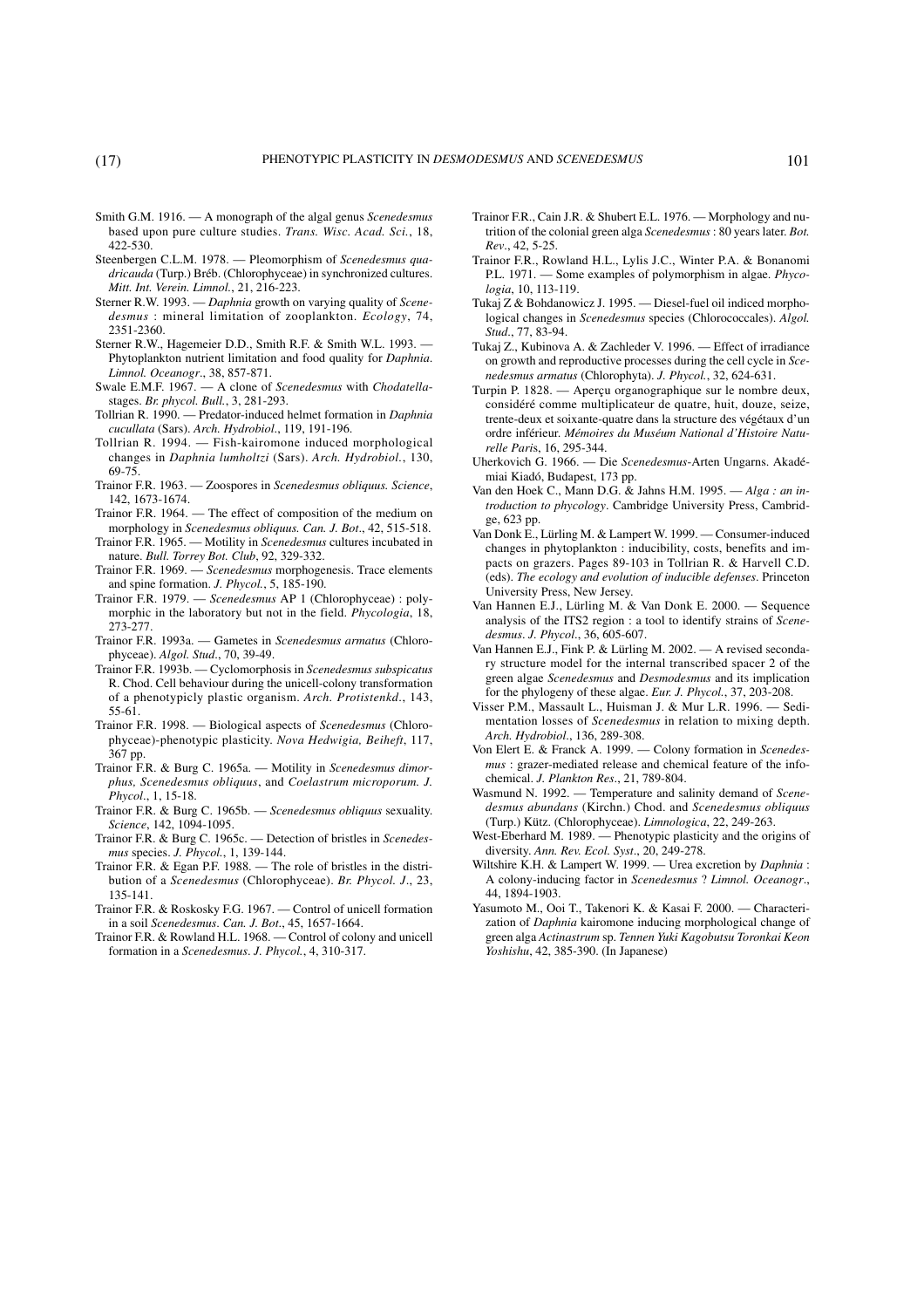Smith G.M. 1916. — A monograph of the algal genus *Scenedesmus* based upon pure culture studies. *Trans. Wisc. Acad. Sci.*, 18, 422-530.

Steenbergen C.L.M. 1978. — Pleomorphism of *Scenedesmus quadricauda* (Turp.) Bréb. (Chlorophyceae) in synchronized cultures. *Mitt. Int. Verein. Limnol.*, 21, 216-223.

Sterner R.W. 1993. — *Daphnia* growth on varying quality of *Scenedesmus* : mineral limitation of zooplankton. *Ecology*, 74, 2351-2360.

Sterner R.W., Hagemeier D.D., Smith R.F. & Smith W.L. 1993. — Phytoplankton nutrient limitation and food quality for *Daphnia*. *Limnol. Oceanogr.*, 38, 857-871.

Swale E.M.F. 1967. — A clone of *Scenedesmus* with *Chodatella*-stages. *Br. phycol. Bull.*, 3, 281-293.

Tollrian R. 1990. — Predator-induced helmet formation in *Daphnia cucullata* (Sars). *Arch. Hydrobiol.*, 119, 191-196.

Tollrian R. 1994. — Fish-kairomone induced morphological changes in *Daphnia lumholtzi* (Sars). *Arch. Hydrobiol.*, 130, 69-75.

Trainor F.R. 1963. — Zoospores in *Scenedesmus obliquus. Science*, 142, 1673-1674.

Trainor F.R. 1964. — The effect of composition of the medium on morphology in *Scenedesmus obliquus. Can. J. Bot*., 42, 515-518.

Trainor F.R. 1965. — Motility in *Scenedesmus* cultures incubated in nature. *Bull. Torrey Bot. Club*, 92, 329-332.

Trainor F.R. 1969. — *Scenedesmus* morphogenesis. Trace elements and spine formation. *J. Phycol.*, 5, 185-190.

Trainor F.R. 1979. — *Scenedesmus* AP 1 (Chlorophyceae) : polymorphic in the laboratory but not in the field. *Phycologia*, 18, 273-277.

Trainor F.R. 1993a. — Gametes in *Scenedesmus armatus* (Chlorophyceae). *Algol. Stud*., 70, 39-49.

Trainor F.R. 1993b. — Cyclomorphosis in *Scenedesmus subspicatus* R. Chod. Cell behaviour during the unicell-colony transformation of a phenotypicly plastic organism. *Arch. Protistenkd*., 143, 55-61.

Trainor F.R. 1998. — Biological aspects of *Scenedesmus* (Chlorophyceae)-phenotypic plasticity. *Nova Hedwigia, Beiheft*, 117, 367 pp.

Trainor F.R. & Burg C. 1965a. — Motility in *Scenedesmus dimorphus, Scenedesmus obliquus*, and *Coelastrum microporum. J. Phycol*., 1, 15-18.

Trainor F.R. & Burg C. 1965b. — *Scenedesmus obliquus* sexuality. *Science*, 142, 1094-1095.

Trainor F.R. & Burg C. 1965c. — Detection of bristles in *Scenedesmus* species. *J. Phycol.*, 1, 139-144.

Trainor F.R. & Egan P.F. 1988. — The role of bristles in the distribution of a *Scenedesmus* (Chlorophyceae). *Br. Phycol. J*., 23, 135-141.

Trainor F.R. & Roskosky F.G. 1967. — Control of unicell formation in a soil *Scenedesmus*. *Can. J. Bot*., 45, 1657-1664.

Trainor F.R. & Rowland H.L. 1968. — Control of colony and unicell formation in a *Scenedesmus*. *J. Phycol.*, 4, 310-317.

Trainor F.R., Cain J.R. & Shubert E.L. 1976. — Morphology and nutrition of the colonial green alga *Scenedesmus* : 80 years later. *Bot. Rev*., 42, 5-25.

Trainor F.R., Rowland H.L., Lylis J.C., Winter P.A. & Bonanomi P.L. 1971. — Some examples of polymorphism in algae. *Phycologia*, 10, 113-119.

Tukaj Z & Bohdanowicz J. 1995. — Diesel-fuel oil indiced morphological changes in *Scenedesmus* species (Chlorococcales). *Algol. Stud*., 77, 83-94.

Tukaj Z., Kubinova A. & Zachleder V. 1996. — Effect of irradiance on growth and reproductive processes during the cell cycle in *Scenedesmus armatus* (Chlorophyta). *J. Phycol.*, 32, 624-631.

Turpin P. 1828. — Aperçu organographique sur le nombre deux, considéré comme multiplicateur de quatre, huit, douze, seize, trente-deux et soixante-quatre dans la structure des végétaux d'un ordre inférieur. *Mémoires du Muséum National d'Histoire Naturelle Paris*, 16, 295-344.

Uherkovich G. 1966. — Die *Scenedesmus*-Arten Ungarns. Akadémiai Kiadó, Budapest, 173 pp.

Van den Hoek C., Mann D.G. & Jahns H.M. 1995. — *Alga : an introduction to phycology*. Cambridge University Press, Cambridge, 623 pp.

Van Donk E., Lürling M. & Lampert W. 1999. — Consumer-induced changes in phytoplankton : inducibility, costs, benefits and impacts on grazers. Pages 89-103 in Tollrian R. & Harvell C.D. (eds). *The ecology and evolution of inducible defenses*. Princeton University Press, New Jersey.

Van Hannen E.J., Lürling M. & Van Donk E. 2000. — Sequence analysis of the ITS2 region : a tool to identify strains of *Scenedesmus*. *J. Phycol*., 36, 605-607.

Van Hannen E.J., Fink P. & Lürling M. 2002. — A revised secondary structure model for the internal transcribed spacer 2 of the green algae *Scenedesmus* and *Desmodesmus* and its implication for the phylogeny of these algae. *Eur. J. Phycol.*, 37, 203-208.

Visser P.M., Massault L., Huisman J. & Mur L.R. 1996. — Sedimentation losses of *Scenedesmus* in relation to mixing depth. *Arch. Hydrobiol.*, 136, 289-308.

Von Elert E. & Franck A. 1999. — Colony formation in *Scenedesmus* : grazer-mediated release and chemical feature of the infochemical. *J. Plankton Res*., 21, 789-804.

Wasmund N. 1992. — Temperature and salinity demand of *Scenedesmus abundans* (Kirchn.) Chod. and *Scenedesmus obliquus* (Turp.) Kütz. (Chlorophyceae). *Limnologica*, 22, 249-263.

West-Eberhard M. 1989. — Phenotypic plasticity and the origins of diversity. *Ann. Rev. Ecol. Syst*., 20, 249-278.

Wiltshire K.H. & Lampert W. 1999. — Urea excretion by *Daphnia* : A colony-inducing factor in *Scenedesmus* ? *Limnol. Oceanogr*., 44, 1894-1903.

Yasumoto M., Ooi T., Takenori K. & Kasai F. 2000. — Characterization of *Daphnia* kairomone inducing morphological change of green alga *Actinastrum* sp. *Tennen Yuki Kagobutsu Toronkai Keon Yoshishu*, 42, 385-390. (In Japanese)